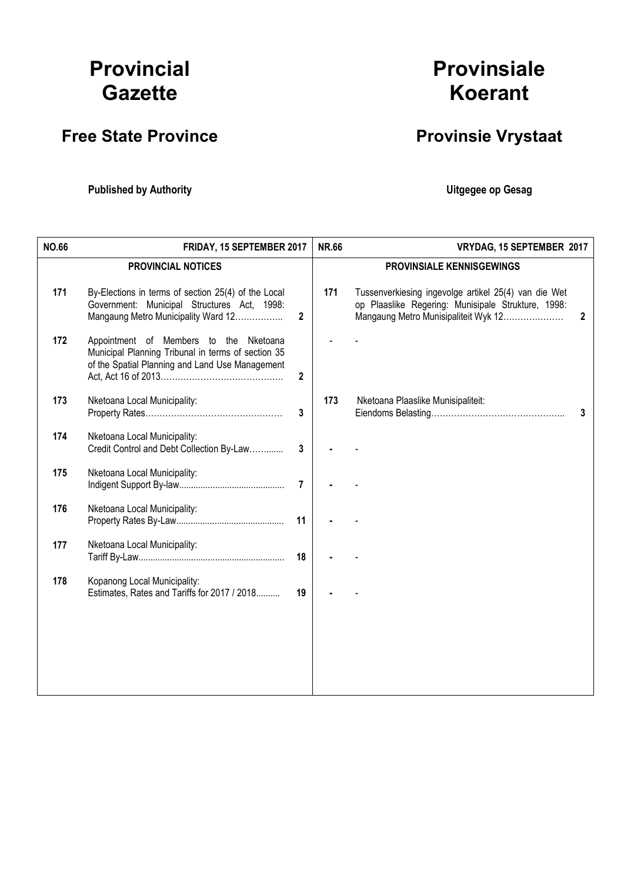# Provincial Gazette

## Free State Province

**Published by Authority**

# Provinsiale Koerant

## Provinsie Vrystaat

**Uitgegee op Gesag**

| NO.66 | FRIDAY, 15 SEPTEMBER 2017 | | NR.66 | VRYDAG, 15 SEPTEMBER 2017 | |
|---|---|---|---|---|---|
| | **PROVINCIAL NOTICES** | | | **PROVINSIALE KENNISGEWINGS** | |
| 171 | By-Elections in terms of section 25(4) of the Local Government: Municipal Structures Act, 1998: Mangaung Metro Municipality Ward 12…………….. | 2 | 171 | Tussenverkiesing ingevolge artikel 25(4) van die Wet op Plaaslike Regering: Munisipale Strukture, 1998: Mangaung Metro Munisipaliteit Wyk 12………………… | 2 |
| 172 | Appointment of Members to the Nketoana Municipal Planning Tribunal in terms of section 35 of the Spatial Planning and Land Use Management Act, Act 16 of 2013…………………………………… | 2 | - | - | |
| 173 | Nketoana Local Municipality: Property Rates………………………………………… | 3 | 173 | Nketoana Plaaslike Munisipaliteit: Eiendoms Belasting……………………………………….. | 3 |
| 174 | Nketoana Local Municipality: Credit Control and Debt Collection By-Law……....... | 3 | - | - | |
| 175 | Nketoana Local Municipality: Indigent Support By-law........................................... | 7 | - | - | |
| 176 | Nketoana Local Municipality: Property Rates By-Law............................................ | 11 | - | - | |
| 177 | Nketoana Local Municipality: Tariff By-Law............................................................ | 18 | - | - | |
| 178 | Kopanong Local Municipality: Estimates, Rates and Tariffs for 2017 / 2018.......... | 19 | - | - | |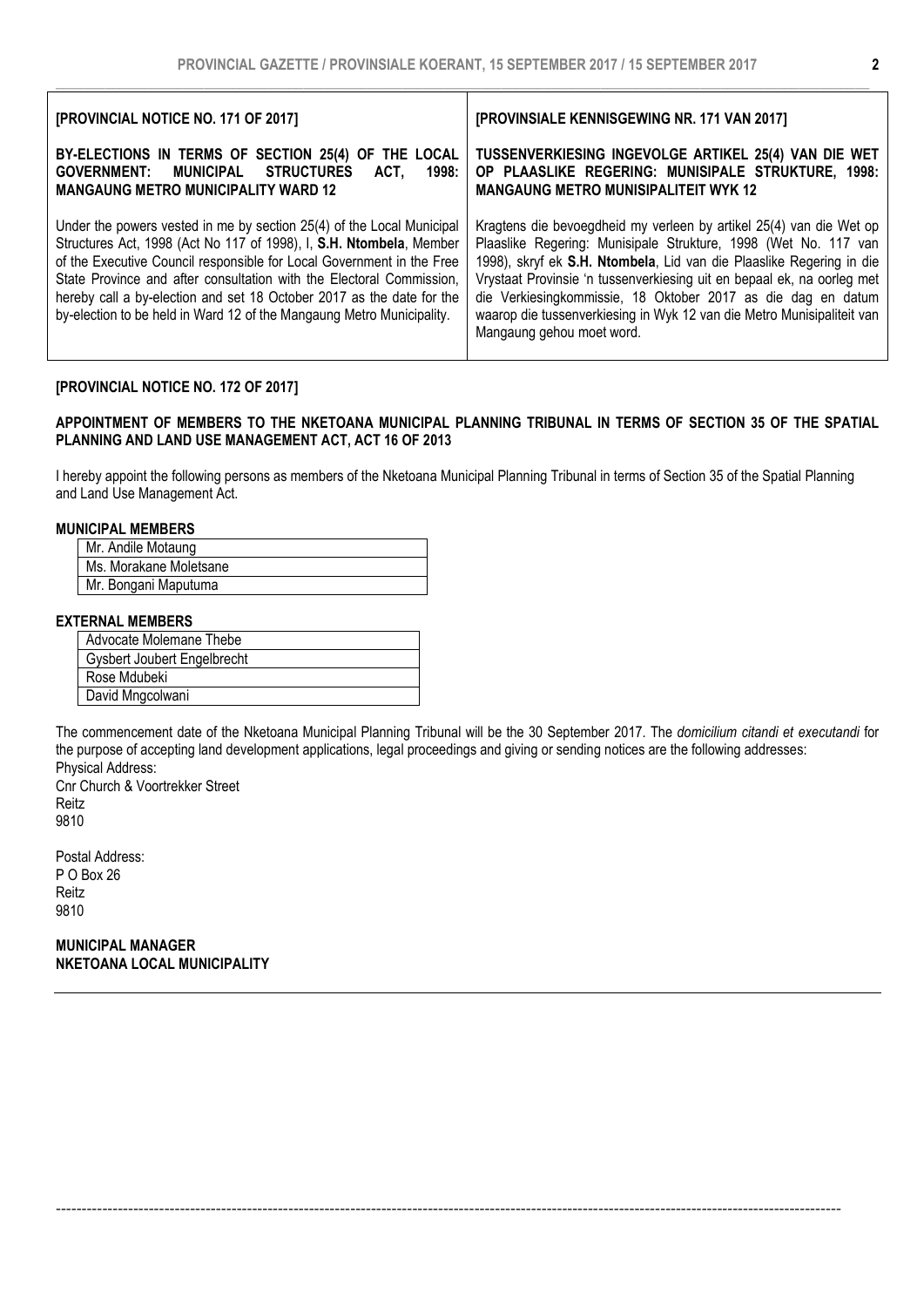**[PROVINCIAL NOTICE NO. 171 OF 2017]**

**BY-ELECTIONS IN TERMS OF SECTION 25(4) OF THE LOCAL GOVERNMENT: MUNICIPAL STRUCTURES ACT, 1998: MANGAUNG METRO MUNICIPALITY WARD 12**

Under the powers vested in me by section 25(4) of the Local Municipal Structures Act, 1998 (Act No 117 of 1998), I, **S.H. Ntombela**, Member of the Executive Council responsible for Local Government in the Free State Province and after consultation with the Electoral Commission, hereby call a by-election and set 18 October 2017 as the date for the by-election to be held in Ward 12 of the Mangaung Metro Municipality.

**[PROVINSIALE KENNISGEWING NR. 171 VAN 2017]**

**TUSSENVERKIESING INGEVOLGE ARTIKEL 25(4) VAN DIE WET OP PLAASLIKE REGERING: MUNISIPALE STRUKTURE, 1998: MANGAUNG METRO MUNISIPALITEIT WYK 12**

Kragtens die bevoegdheid my verleen by artikel 25(4) van die Wet op Plaaslike Regering: Munisipale Strukture, 1998 (Wet No. 117 van 1998), skryf ek **S.H. Ntombela**, Lid van die Plaaslike Regering in die Vrystaat Provinsie 'n tussenverkiesing uit en bepaal ek, na oorleg met die Verkiesingkommissie, 18 Oktober 2017 as die dag en datum waarop die tussenverkiesing in Wyk 12 van die Metro Munisipaliteit van Mangaung gehou moet word.

**[PROVINCIAL NOTICE NO. 172 OF 2017]**

**APPOINTMENT OF MEMBERS TO THE NKETOANA MUNICIPAL PLANNING TRIBUNAL IN TERMS OF SECTION 35 OF THE SPATIAL PLANNING AND LAND USE MANAGEMENT ACT, ACT 16 OF 2013**

I hereby appoint the following persons as members of the Nketoana Municipal Planning Tribunal in terms of Section 35 of the Spatial Planning and Land Use Management Act.

**MUNICIPAL MEMBERS**

| Mr. Andile Motaung |
|---|
| Ms. Morakane Moletsane |
| Mr. Bongani Maputuma |

**EXTERNAL MEMBERS**

| Advocate Molemane Thebe |
|---|
| Gysbert Joubert Engelbrecht |
| Rose Mdubeki |
| David Mngcolwani |

The commencement date of the Nketoana Municipal Planning Tribunal will be the 30 September 2017. The *domicilium citandi et executandi* for the purpose of accepting land development applications, legal proceedings and giving or sending notices are the following addresses:

Physical Address:
Cnr Church & Voortrekker Street
Reitz
9810

Postal Address:
P O Box 26
Reitz
9810

**MUNICIPAL MANAGER**
**NKETOANA LOCAL MUNICIPALITY**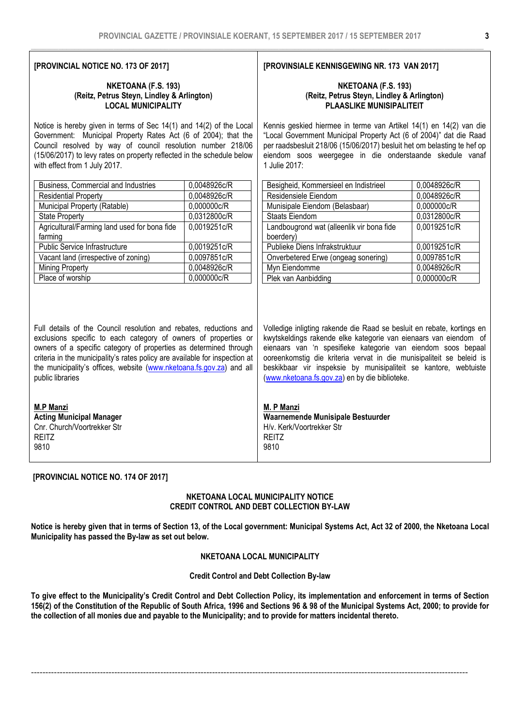**[PROVINCIAL NOTICE NO. 173 OF 2017]**

**NKETOANA (F.S. 193)**
**(Reitz, Petrus Steyn, Lindley & Arlington)**
**LOCAL MUNICIPALITY**

Notice is hereby given in terms of Sec 14(1) and 14(2) of the Local Government: Municipal Property Rates Act (6 of 2004); that the Council resolved by way of council resolution number 218/06 (15/06/2017) to levy rates on property reflected in the schedule below with effect from 1 July 2017.

| | |
|---|---|
| Business, Commercial and Industries | 0,0048926c/R |
| Residential Property | 0,0048926c/R |
| Municipal Property (Ratable) | 0,000000c/R |
| State Property | 0,0312800c/R |
| Agricultural/Farming land used for bona fide farming | 0,0019251c/R |
| Public Service Infrastructure | 0,0019251c/R |
| Vacant land (irrespective of zoning) | 0,0097851c/R |
| Mining Property | 0,0048926c/R |
| Place of worship | 0,000000c/R |

Full details of the Council resolution and rebates, reductions and exclusions specific to each category of owners of properties or owners of a specific category of properties as determined through criteria in the municipality's rates policy are available for inspection at the municipality's offices, website (www.nketoana.fs.gov.za) and all public libraries

**M.P Manzi**
**Acting Municipal Manager**
Cnr. Church/Voortrekker Str
REITZ
9810

**[PROVINSIALE KENNISGEWING NR. 173 VAN 2017]**

**NKETOANA (F.S. 193)**
**(Reitz, Petrus Steyn, Lindley & Arlington)**
**PLAASLIKE MUNISIPALITEIT**

Kennis geskied hiermee in terme van Artikel 14(1) en 14(2) van die "Local Government Municipal Property Act (6 of 2004)" dat die Raad per raadsbesluit 218/06 (15/06/2017) besluit het om belasting te hef op eiendom soos weergegee in die onderstaande skedule vanaf 1 Julie 2017:

| | |
|---|---|
| Besigheid, Kommersieel en Indistrieel | 0,0048926c/R |
| Residensiele Eiendom | 0,0048926c/R |
| Munisipale Eiendom (Belasbaar) | 0,000000c/R |
| Staats Eiendom | 0,0312800c/R |
| Landbougrond wat (alleenlik vir bona fide boerdery) | 0,0019251c/R |
| Publieke Diens Infrakstruktuur | 0,0019251c/R |
| Onverbetered Erwe (ongeag sonering) | 0,0097851c/R |
| Myn Eiendomme | 0,0048926c/R |
| Plek van Aanbidding | 0,000000c/R |

Volledige inligting rakende die Raad se besluit en rebate, kortings en kwytskeldings rakende elke kategorie van eienaars van eiendom of eienaars van 'n spesifieke kategorie van eiendom soos bepaal ooreenkomstig die kriteria vervat in die munisipaliteit se beleid is beskikbaar vir inspeksie by munisipaliteit se kantore, webtuiste (www.nketoana.fs.gov.za) en by die biblioteke.

**M. P Manzi**
**Waarnemende Munisipale Bestuurder**
H/v. Kerk/Voortrekker Str
REITZ
9810

**[PROVINCIAL NOTICE NO. 174 OF 2017]**

**NKETOANA LOCAL MUNICIPALITY NOTICE**
**CREDIT CONTROL AND DEBT COLLECTION BY-LAW**

**Notice is hereby given that in terms of Section 13, of the Local government: Municipal Systems Act, Act 32 of 2000, the Nketoana Local Municipality has passed the By-law as set out below.**

**NKETOANA LOCAL MUNICIPALITY**

**Credit Control and Debt Collection By-law**

**To give effect to the Municipality's Credit Control and Debt Collection Policy, its implementation and enforcement in terms of Section 156(2) of the Constitution of the Republic of South Africa, 1996 and Sections 96 & 98 of the Municipal Systems Act, 2000; to provide for the collection of all monies due and payable to the Municipality; and to provide for matters incidental thereto.**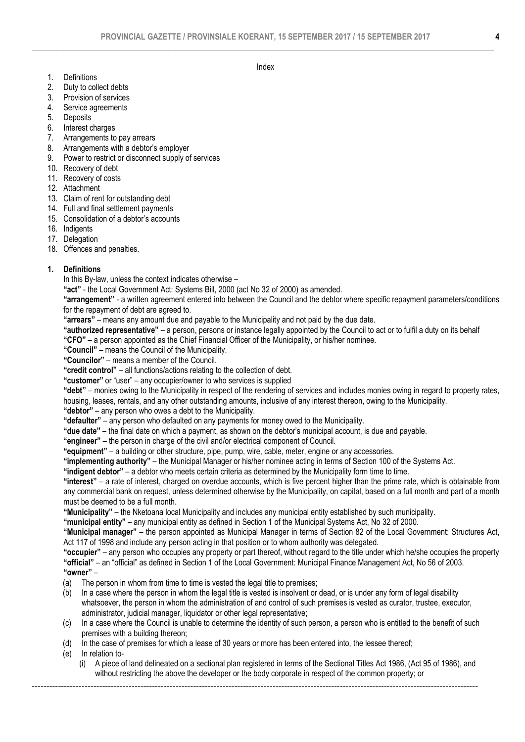Index

1. Definitions
2. Duty to collect debts
3. Provision of services
4. Service agreements
5. Deposits
6. Interest charges
7. Arrangements to pay arrears
8. Arrangements with a debtor's employer
9. Power to restrict or disconnect supply of services
10. Recovery of debt
11. Recovery of costs
12. Attachment
13. Claim of rent for outstanding debt
14. Full and final settlement payments
15. Consolidation of a debtor's accounts
16. Indigents
17. Delegation
18. Offences and penalties.

**1. Definitions**

In this By-law, unless the context indicates otherwise –

**"act"** - the Local Government Act: Systems Bill, 2000 (act No 32 of 2000) as amended.

**"arrangement"** - a written agreement entered into between the Council and the debtor where specific repayment parameters/conditions for the repayment of debt are agreed to.

**"arrears"** – means any amount due and payable to the Municipality and not paid by the due date.

**"authorized representative"** – a person, persons or instance legally appointed by the Council to act or to fulfil a duty on its behalf

**"CFO"** – a person appointed as the Chief Financial Officer of the Municipality, or his/her nominee.

**"Council"** – means the Council of the Municipality.

**"Councilor"** – means a member of the Council.

**"credit control"** – all functions/actions relating to the collection of debt.

**"customer"** or "user" – any occupier/owner to who services is supplied

**"debt"** – monies owing to the Municipality in respect of the rendering of services and includes monies owing in regard to property rates, housing, leases, rentals, and any other outstanding amounts, inclusive of any interest thereon, owing to the Municipality.

**"debtor"** – any person who owes a debt to the Municipality.

**"defaulter"** – any person who defaulted on any payments for money owed to the Municipality.

**"due date"** – the final date on which a payment, as shown on the debtor's municipal account, is due and payable.

**"engineer"** – the person in charge of the civil and/or electrical component of Council.

**"equipment"** – a building or other structure, pipe, pump, wire, cable, meter, engine or any accessories.

**"implementing authority"** – the Municipal Manager or his/her nominee acting in terms of Section 100 of the Systems Act.

**"indigent debtor"** – a debtor who meets certain criteria as determined by the Municipality form time to time.

**"interest"** – a rate of interest, charged on overdue accounts, which is five percent higher than the prime rate, which is obtainable from any commercial bank on request, unless determined otherwise by the Municipality, on capital, based on a full month and part of a month must be deemed to be a full month.

**"Municipality"** – the Nketoana local Municipality and includes any municipal entity established by such municipality.

**"municipal entity"** – any municipal entity as defined in Section 1 of the Municipal Systems Act, No 32 of 2000.

**"Municipal manager"** – the person appointed as Municipal Manager in terms of Section 82 of the Local Government: Structures Act, Act 117 of 1998 and include any person acting in that position or to whom authority was delegated.

**"occupier"** – any person who occupies any property or part thereof, without regard to the title under which he/she occupies the property

**"official"** – an "official" as defined in Section 1 of the Local Government: Municipal Finance Management Act, No 56 of 2003.

**"owner"** –

(a) The person in whom from time to time is vested the legal title to premises;

(b) In a case where the person in whom the legal title is vested is insolvent or dead, or is under any form of legal disability whatsoever, the person in whom the administration of and control of such premises is vested as curator, trustee, executor, administrator, judicial manager, liquidator or other legal representative;

(c) In a case where the Council is unable to determine the identity of such person, a person who is entitled to the benefit of such premises with a building thereon;

(d) In the case of premises for which a lease of 30 years or more has been entered into, the lessee thereof;

(e) In relation to-

   (i) A piece of land delineated on a sectional plan registered in terms of the Sectional Titles Act 1986, (Act 95 of 1986), and without restricting the above the developer or the body corporate in respect of the common property; or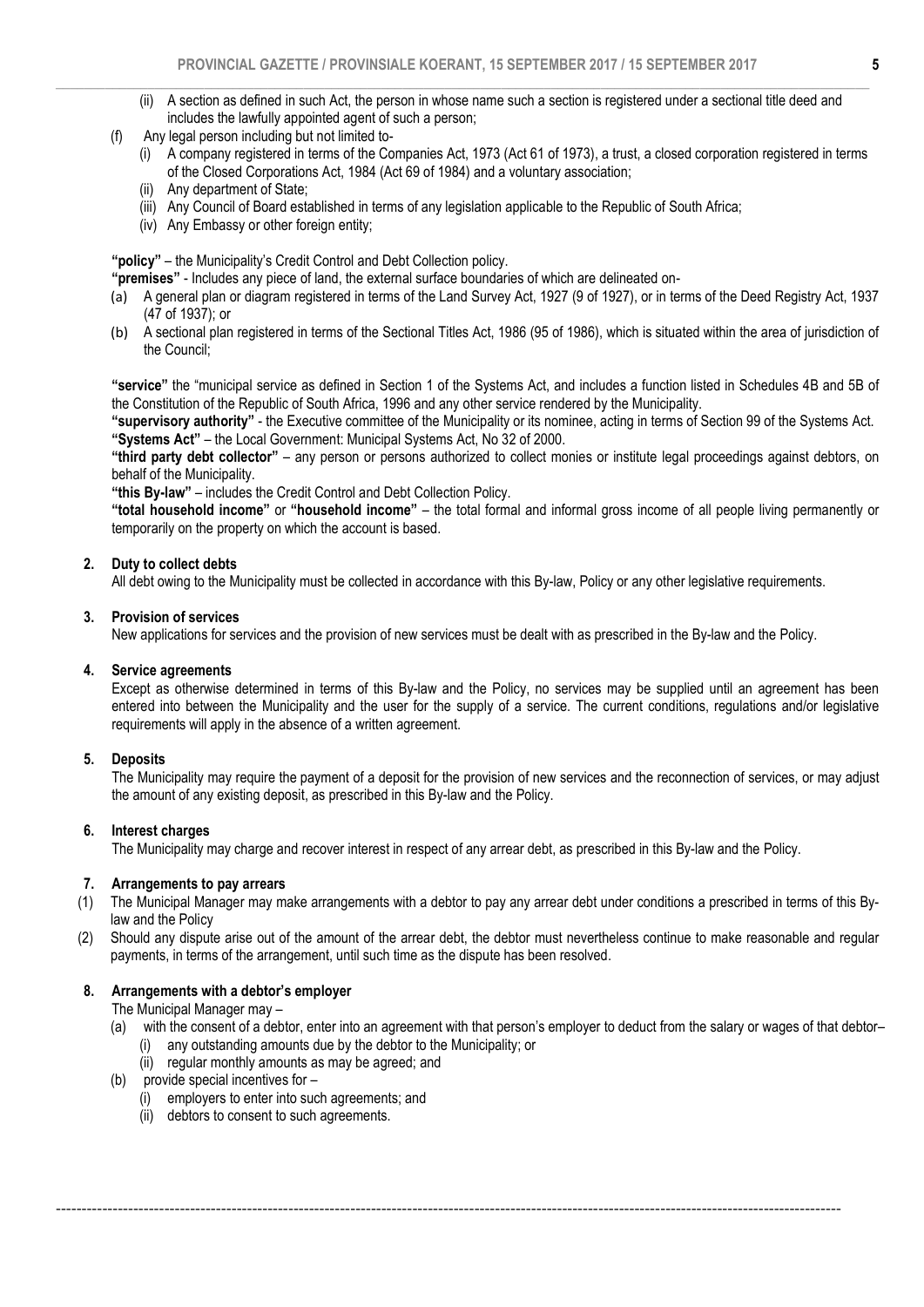(ii) A section as defined in such Act, the person in whose name such a section is registered under a sectional title deed and includes the lawfully appointed agent of such a person;

(f) Any legal person including but not limited to-

(i) A company registered in terms of the Companies Act, 1973 (Act 61 of 1973), a trust, a closed corporation registered in terms of the Closed Corporations Act, 1984 (Act 69 of 1984) and a voluntary association;

(ii) Any department of State;

(iii) Any Council of Board established in terms of any legislation applicable to the Republic of South Africa;

(iv) Any Embassy or other foreign entity;

**"policy"** – the Municipality's Credit Control and Debt Collection policy.

**"premises"** - Includes any piece of land, the external surface boundaries of which are delineated on-

(a) A general plan or diagram registered in terms of the Land Survey Act, 1927 (9 of 1927), or in terms of the Deed Registry Act, 1937 (47 of 1937); or

(b) A sectional plan registered in terms of the Sectional Titles Act, 1986 (95 of 1986), which is situated within the area of jurisdiction of the Council;

**"service"** the "municipal service as defined in Section 1 of the Systems Act, and includes a function listed in Schedules 4B and 5B of the Constitution of the Republic of South Africa, 1996 and any other service rendered by the Municipality.

**"supervisory authority"** - the Executive committee of the Municipality or its nominee, acting in terms of Section 99 of the Systems Act.

**"Systems Act"** – the Local Government: Municipal Systems Act, No 32 of 2000.

**"third party debt collector"** – any person or persons authorized to collect monies or institute legal proceedings against debtors, on behalf of the Municipality.

**"this By-law"** – includes the Credit Control and Debt Collection Policy.

**"total household income"** or **"household income"** – the total formal and informal gross income of all people living permanently or temporarily on the property on which the account is based.

**2. Duty to collect debts**

All debt owing to the Municipality must be collected in accordance with this By-law, Policy or any other legislative requirements.

**3. Provision of services**

New applications for services and the provision of new services must be dealt with as prescribed in the By-law and the Policy.

**4. Service agreements**

Except as otherwise determined in terms of this By-law and the Policy, no services may be supplied until an agreement has been entered into between the Municipality and the user for the supply of a service. The current conditions, regulations and/or legislative requirements will apply in the absence of a written agreement.

**5. Deposits**

The Municipality may require the payment of a deposit for the provision of new services and the reconnection of services, or may adjust the amount of any existing deposit, as prescribed in this By-law and the Policy.

**6. Interest charges**

The Municipality may charge and recover interest in respect of any arrear debt, as prescribed in this By-law and the Policy.

**7. Arrangements to pay arrears**

(1) The Municipal Manager may make arrangements with a debtor to pay any arrear debt under conditions a prescribed in terms of this By-law and the Policy

(2) Should any dispute arise out of the amount of the arrear debt, the debtor must nevertheless continue to make reasonable and regular payments, in terms of the arrangement, until such time as the dispute has been resolved.

**8. Arrangements with a debtor's employer**

The Municipal Manager may –

(a) with the consent of a debtor, enter into an agreement with that person's employer to deduct from the salary or wages of that debtor–

(i) any outstanding amounts due by the debtor to the Municipality; or

(ii) regular monthly amounts as may be agreed; and

(b) provide special incentives for –

(i) employers to enter into such agreements; and

(ii) debtors to consent to such agreements.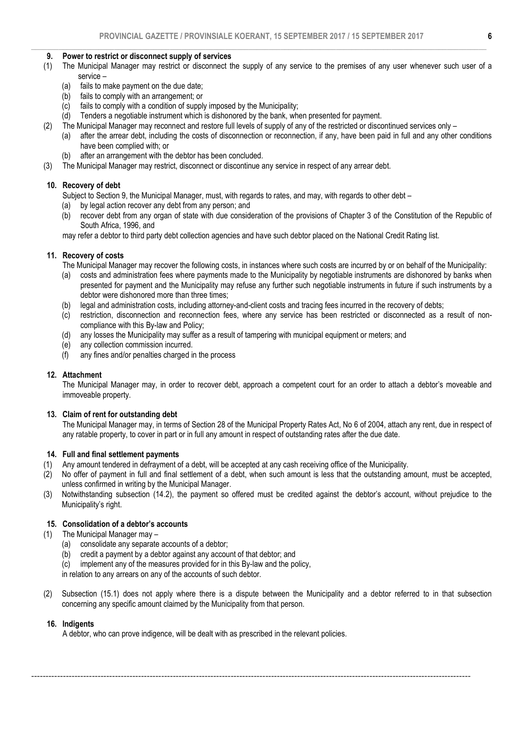### 9. Power to restrict or disconnect supply of services

(1) The Municipal Manager may restrict or disconnect the supply of any service to the premises of any user whenever such user of a service –
- (a) fails to make payment on the due date;
- (b) fails to comply with an arrangement; or
- (c) fails to comply with a condition of supply imposed by the Municipality;
- (d) Tenders a negotiable instrument which is dishonored by the bank, when presented for payment.

(2) The Municipal Manager may reconnect and restore full levels of supply of any of the restricted or discontinued services only –
- (a) after the arrear debt, including the costs of disconnection or reconnection, if any, have been paid in full and any other conditions have been complied with; or
- (b) after an arrangement with the debtor has been concluded.

(3) The Municipal Manager may restrict, disconnect or discontinue any service in respect of any arrear debt.

### 10. Recovery of debt

Subject to Section 9, the Municipal Manager, must, with regards to rates, and may, with regards to other debt –
- (a) by legal action recover any debt from any person; and
- (b) recover debt from any organ of state with due consideration of the provisions of Chapter 3 of the Constitution of the Republic of South Africa, 1996, and

may refer a debtor to third party debt collection agencies and have such debtor placed on the National Credit Rating list.

### 11. Recovery of costs

The Municipal Manager may recover the following costs, in instances where such costs are incurred by or on behalf of the Municipality:
- (a) costs and administration fees where payments made to the Municipality by negotiable instruments are dishonored by banks when presented for payment and the Municipality may refuse any further such negotiable instruments in future if such instruments by a debtor were dishonored more than three times;
- (b) legal and administration costs, including attorney-and-client costs and tracing fees incurred in the recovery of debts;
- (c) restriction, disconnection and reconnection fees, where any service has been restricted or disconnected as a result of non-compliance with this By-law and Policy;
- (d) any losses the Municipality may suffer as a result of tampering with municipal equipment or meters; and
- (e) any collection commission incurred.
- (f) any fines and/or penalties charged in the process

### 12. Attachment

The Municipal Manager may, in order to recover debt, approach a competent court for an order to attach a debtor's moveable and immoveable property.

### 13. Claim of rent for outstanding debt

The Municipal Manager may, in terms of Section 28 of the Municipal Property Rates Act, No 6 of 2004, attach any rent, due in respect of any ratable property, to cover in part or in full any amount in respect of outstanding rates after the due date.

### 14. Full and final settlement payments

(1) Any amount tendered in defrayment of a debt, will be accepted at any cash receiving office of the Municipality.

(2) No offer of payment in full and final settlement of a debt, when such amount is less that the outstanding amount, must be accepted, unless confirmed in writing by the Municipal Manager.

(3) Notwithstanding subsection (14.2), the payment so offered must be credited against the debtor's account, without prejudice to the Municipality's right.

### 15. Consolidation of a debtor's accounts

(1) The Municipal Manager may –
- (a) consolidate any separate accounts of a debtor;
- (b) credit a payment by a debtor against any account of that debtor; and
- (c) implement any of the measures provided for in this By-law and the policy,

in relation to any arrears on any of the accounts of such debtor.

(2) Subsection (15.1) does not apply where there is a dispute between the Municipality and a debtor referred to in that subsection concerning any specific amount claimed by the Municipality from that person.

### 16. Indigents

A debtor, who can prove indigence, will be dealt with as prescribed in the relevant policies.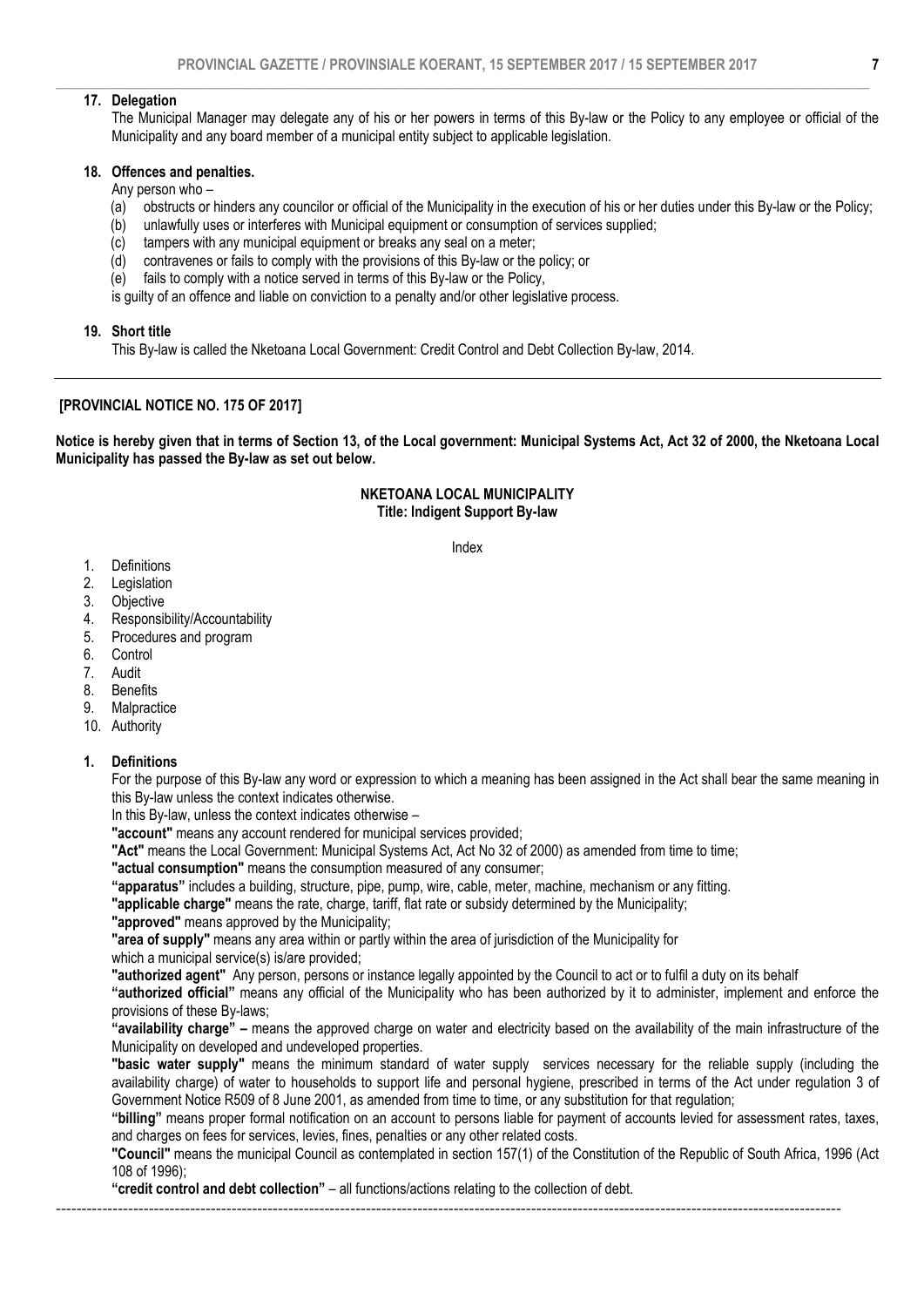**17. Delegation**

The Municipal Manager may delegate any of his or her powers in terms of this By-law or the Policy to any employee or official of the Municipality and any board member of a municipal entity subject to applicable legislation.

**18. Offences and penalties.**

Any person who –

(a) obstructs or hinders any councilor or official of the Municipality in the execution of his or her duties under this By-law or the Policy;
(b) unlawfully uses or interferes with Municipal equipment or consumption of services supplied;
(c) tampers with any municipal equipment or breaks any seal on a meter;
(d) contravenes or fails to comply with the provisions of this By-law or the policy; or
(e) fails to comply with a notice served in terms of this By-law or the Policy,

is guilty of an offence and liable on conviction to a penalty and/or other legislative process.

**19. Short title**

This By-law is called the Nketoana Local Government: Credit Control and Debt Collection By-law, 2014.

---

**[PROVINCIAL NOTICE NO. 175 OF 2017]**

**Notice is hereby given that in terms of Section 13, of the Local government: Municipal Systems Act, Act 32 of 2000, the Nketoana Local Municipality has passed the By-law as set out below.**

**NKETOANA LOCAL MUNICIPALITY**
**Title: Indigent Support By-law**

Index

1. Definitions
2. Legislation
3. Objective
4. Responsibility/Accountability
5. Procedures and program
6. Control
7. Audit
8. Benefits
9. Malpractice
10. Authority

**1. Definitions**

For the purpose of this By-law any word or expression to which a meaning has been assigned in the Act shall bear the same meaning in this By-law unless the context indicates otherwise.

In this By-law, unless the context indicates otherwise –

**"account"** means any account rendered for municipal services provided;

**"Act"** means the Local Government: Municipal Systems Act, Act No 32 of 2000) as amended from time to time;

**"actual consumption"** means the consumption measured of any consumer;

**"apparatus"** includes a building, structure, pipe, pump, wire, cable, meter, machine, mechanism or any fitting.

**"applicable charge"** means the rate, charge, tariff, flat rate or subsidy determined by the Municipality;

**"approved"** means approved by the Municipality;

**"area of supply"** means any area within or partly within the area of jurisdiction of the Municipality for which a municipal service(s) is/are provided;

**"authorized agent"** Any person, persons or instance legally appointed by the Council to act or to fulfil a duty on its behalf

**"authorized official"** means any official of the Municipality who has been authorized by it to administer, implement and enforce the provisions of these By-laws;

**"availability charge" –** means the approved charge on water and electricity based on the availability of the main infrastructure of the Municipality on developed and undeveloped properties.

**"basic water supply"** means the minimum standard of water supply services necessary for the reliable supply (including the availability charge) of water to households to support life and personal hygiene, prescribed in terms of the Act under regulation 3 of Government Notice R509 of 8 June 2001, as amended from time to time, or any substitution for that regulation;

**"billing"** means proper formal notification on an account to persons liable for payment of accounts levied for assessment rates, taxes, and charges on fees for services, levies, fines, penalties or any other related costs.

**"Council"** means the municipal Council as contemplated in section 157(1) of the Constitution of the Republic of South Africa, 1996 (Act 108 of 1996);

**"credit control and debt collection"** – all functions/actions relating to the collection of debt.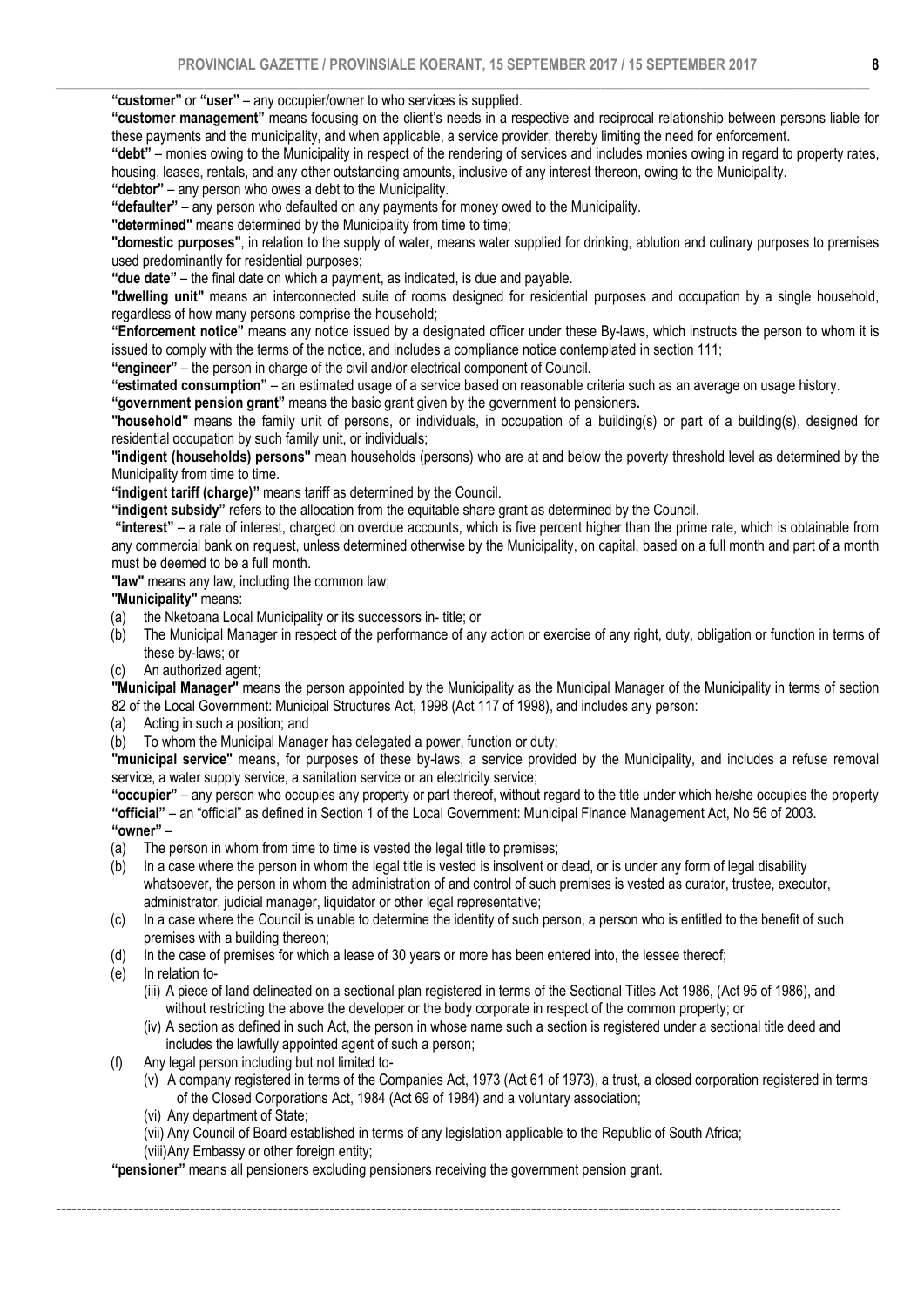**"customer"** or **"user"** – any occupier/owner to who services is supplied.

**"customer management"** means focusing on the client's needs in a respective and reciprocal relationship between persons liable for these payments and the municipality, and when applicable, a service provider, thereby limiting the need for enforcement.

**"debt"** – monies owing to the Municipality in respect of the rendering of services and includes monies owing in regard to property rates, housing, leases, rentals, and any other outstanding amounts, inclusive of any interest thereon, owing to the Municipality.

**"debtor"** – any person who owes a debt to the Municipality.

**"defaulter"** – any person who defaulted on any payments for money owed to the Municipality.

**"determined"** means determined by the Municipality from time to time;

**"domestic purposes"**, in relation to the supply of water, means water supplied for drinking, ablution and culinary purposes to premises used predominantly for residential purposes;

**"due date"** – the final date on which a payment, as indicated, is due and payable.

**"dwelling unit"** means an interconnected suite of rooms designed for residential purposes and occupation by a single household, regardless of how many persons comprise the household;

**"Enforcement notice"** means any notice issued by a designated officer under these By-laws, which instructs the person to whom it is issued to comply with the terms of the notice, and includes a compliance notice contemplated in section 111;

**"engineer"** – the person in charge of the civil and/or electrical component of Council.

**"estimated consumption"** – an estimated usage of a service based on reasonable criteria such as an average on usage history.

**"government pension grant"** means the basic grant given by the government to pensioners**.**

**"household"** means the family unit of persons, or individuals, in occupation of a building(s) or part of a building(s), designed for residential occupation by such family unit, or individuals;

**"indigent (households) persons"** mean households (persons) who are at and below the poverty threshold level as determined by the Municipality from time to time.

**"indigent tariff (charge)"** means tariff as determined by the Council.

**"indigent subsidy"** refers to the allocation from the equitable share grant as determined by the Council.

**"interest"** – a rate of interest, charged on overdue accounts, which is five percent higher than the prime rate, which is obtainable from any commercial bank on request, unless determined otherwise by the Municipality, on capital, based on a full month and part of a month must be deemed to be a full month.

**"law"** means any law, including the common law;

**"Municipality"** means:

(a) the Nketoana Local Municipality or its successors in- title; or
(b) The Municipal Manager in respect of the performance of any action or exercise of any right, duty, obligation or function in terms of these by-laws; or
(c) An authorized agent;

**"Municipal Manager"** means the person appointed by the Municipality as the Municipal Manager of the Municipality in terms of section 82 of the Local Government: Municipal Structures Act, 1998 (Act 117 of 1998), and includes any person:

(a) Acting in such a position; and
(b) To whom the Municipal Manager has delegated a power, function or duty;

**"municipal service"** means, for purposes of these by-laws, a service provided by the Municipality, and includes a refuse removal service, a water supply service, a sanitation service or an electricity service;

**"occupier"** – any person who occupies any property or part thereof, without regard to the title under which he/she occupies the property

**"official"** – an "official" as defined in Section 1 of the Local Government: Municipal Finance Management Act, No 56 of 2003.

**"owner"** –

(a) The person in whom from time to time is vested the legal title to premises;
(b) In a case where the person in whom the legal title is vested is insolvent or dead, or is under any form of legal disability whatsoever, the person in whom the administration of and control of such premises is vested as curator, trustee, executor, administrator, judicial manager, liquidator or other legal representative;
(c) In a case where the Council is unable to determine the identity of such person, a person who is entitled to the benefit of such premises with a building thereon;
(d) In the case of premises for which a lease of 30 years or more has been entered into, the lessee thereof;
(e) In relation to-
    (iii) A piece of land delineated on a sectional plan registered in terms of the Sectional Titles Act 1986, (Act 95 of 1986), and without restricting the above the developer or the body corporate in respect of the common property; or
    (iv) A section as defined in such Act, the person in whose name such a section is registered under a sectional title deed and includes the lawfully appointed agent of such a person;
(f) Any legal person including but not limited to-
    (v) A company registered in terms of the Companies Act, 1973 (Act 61 of 1973), a trust, a closed corporation registered in terms of the Closed Corporations Act, 1984 (Act 69 of 1984) and a voluntary association;
    (vi) Any department of State;
    (vii) Any Council of Board established in terms of any legislation applicable to the Republic of South Africa;
    (viii) Any Embassy or other foreign entity;

**"pensioner"** means all pensioners excluding pensioners receiving the government pension grant.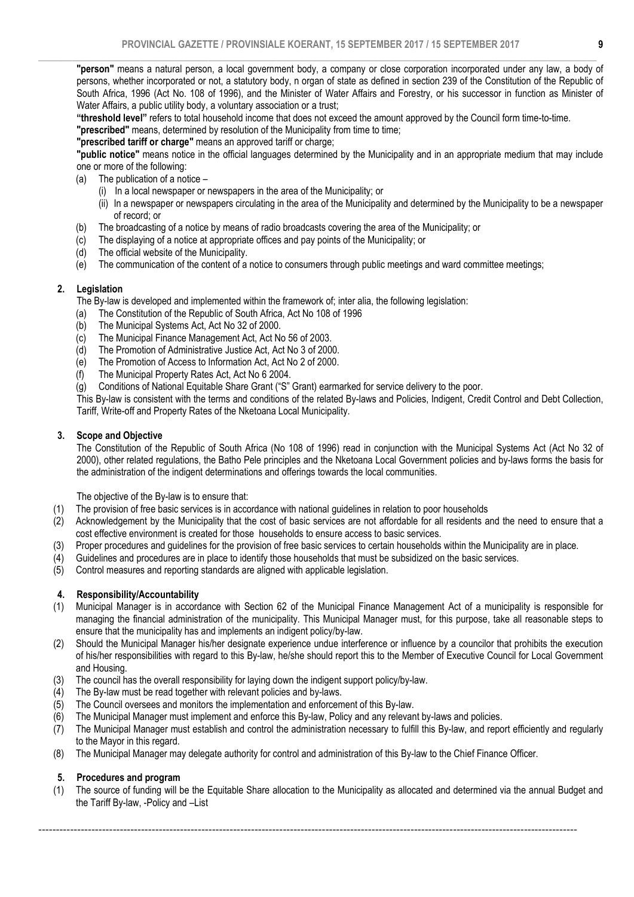**"person"** means a natural person, a local government body, a company or close corporation incorporated under any law, a body of persons, whether incorporated or not, a statutory body, n organ of state as defined in section 239 of the Constitution of the Republic of South Africa, 1996 (Act No. 108 of 1996), and the Minister of Water Affairs and Forestry, or his successor in function as Minister of Water Affairs, a public utility body, a voluntary association or a trust;

**"threshold level"** refers to total household income that does not exceed the amount approved by the Council form time-to-time.

**"prescribed"** means, determined by resolution of the Municipality from time to time;

**"prescribed tariff or charge"** means an approved tariff or charge;

**"public notice"** means notice in the official languages determined by the Municipality and in an appropriate medium that may include one or more of the following:

(a) The publication of a notice –
   (i) In a local newspaper or newspapers in the area of the Municipality; or
   (ii) In a newspaper or newspapers circulating in the area of the Municipality and determined by the Municipality to be a newspaper of record; or
(b) The broadcasting of a notice by means of radio broadcasts covering the area of the Municipality; or
(c) The displaying of a notice at appropriate offices and pay points of the Municipality; or
(d) The official website of the Municipality.
(e) The communication of the content of a notice to consumers through public meetings and ward committee meetings;

## 2. Legislation

The By-law is developed and implemented within the framework of; inter alia, the following legislation:

(a) The Constitution of the Republic of South Africa, Act No 108 of 1996
(b) The Municipal Systems Act, Act No 32 of 2000.
(c) The Municipal Finance Management Act, Act No 56 of 2003.
(d) The Promotion of Administrative Justice Act, Act No 3 of 2000.
(e) The Promotion of Access to Information Act, Act No 2 of 2000.
(f) The Municipal Property Rates Act, Act No 6 2004.
(g) Conditions of National Equitable Share Grant ("S" Grant) earmarked for service delivery to the poor.

This By-law is consistent with the terms and conditions of the related By-laws and Policies, Indigent, Credit Control and Debt Collection, Tariff, Write-off and Property Rates of the Nketoana Local Municipality.

## 3. Scope and Objective

The Constitution of the Republic of South Africa (No 108 of 1996) read in conjunction with the Municipal Systems Act (Act No 32 of 2000), other related regulations, the Batho Pele principles and the Nketoana Local Government policies and by-laws forms the basis for the administration of the indigent determinations and offerings towards the local communities.

The objective of the By-law is to ensure that:

(1) The provision of free basic services is in accordance with national guidelines in relation to poor households
(2) Acknowledgement by the Municipality that the cost of basic services are not affordable for all residents and the need to ensure that a cost effective environment is created for those households to ensure access to basic services.
(3) Proper procedures and guidelines for the provision of free basic services to certain households within the Municipality are in place.
(4) Guidelines and procedures are in place to identify those households that must be subsidized on the basic services.
(5) Control measures and reporting standards are aligned with applicable legislation.

## 4. Responsibility/Accountability

(1) Municipal Manager is in accordance with Section 62 of the Municipal Finance Management Act of a municipality is responsible for managing the financial administration of the municipality. This Municipal Manager must, for this purpose, take all reasonable steps to ensure that the municipality has and implements an indigent policy/by-law.
(2) Should the Municipal Manager his/her designate experience undue interference or influence by a councilor that prohibits the execution of his/her responsibilities with regard to this By-law, he/she should report this to the Member of Executive Council for Local Government and Housing.
(3) The council has the overall responsibility for laying down the indigent support policy/by-law.
(4) The By-law must be read together with relevant policies and by-laws.
(5) The Council oversees and monitors the implementation and enforcement of this By-law.
(6) The Municipal Manager must implement and enforce this By-law, Policy and any relevant by-laws and policies.
(7) The Municipal Manager must establish and control the administration necessary to fulfill this By-law, and report efficiently and regularly to the Mayor in this regard.
(8) The Municipal Manager may delegate authority for control and administration of this By-law to the Chief Finance Officer.

## 5. Procedures and program

(1) The source of funding will be the Equitable Share allocation to the Municipality as allocated and determined via the annual Budget and the Tariff By-law, -Policy and –List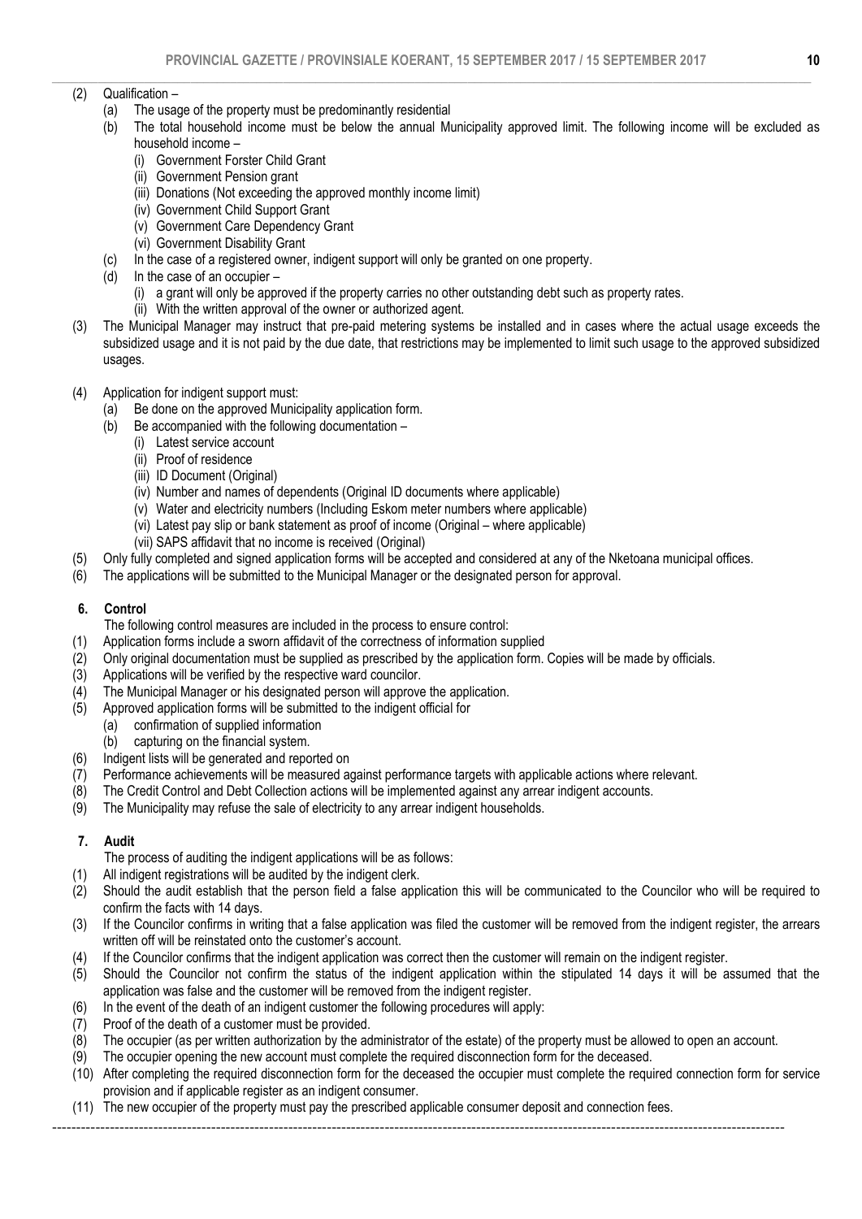(2) Qualification –

   (a) The usage of the property must be predominantly residential

   (b) The total household income must be below the annual Municipality approved limit. The following income will be excluded as household income –

      (i) Government Forster Child Grant

      (ii) Government Pension grant

      (iii) Donations (Not exceeding the approved monthly income limit)

      (iv) Government Child Support Grant

      (v) Government Care Dependency Grant

      (vi) Government Disability Grant

   (c) In the case of a registered owner, indigent support will only be granted on one property.

   (d) In the case of an occupier –

      (i) a grant will only be approved if the property carries no other outstanding debt such as property rates.

      (ii) With the written approval of the owner or authorized agent.

(3) The Municipal Manager may instruct that pre-paid metering systems be installed and in cases where the actual usage exceeds the subsidized usage and it is not paid by the due date, that restrictions may be implemented to limit such usage to the approved subsidized usages.

(4) Application for indigent support must:

   (a) Be done on the approved Municipality application form.

   (b) Be accompanied with the following documentation –

      (i) Latest service account

      (ii) Proof of residence

      (iii) ID Document (Original)

      (iv) Number and names of dependents (Original ID documents where applicable)

      (v) Water and electricity numbers (Including Eskom meter numbers where applicable)

      (vi) Latest pay slip or bank statement as proof of income (Original – where applicable)

      (vii) SAPS affidavit that no income is received (Original)

(5) Only fully completed and signed application forms will be accepted and considered at any of the Nketoana municipal offices.

(6) The applications will be submitted to the Municipal Manager or the designated person for approval.

### 6. Control

The following control measures are included in the process to ensure control:

(1) Application forms include a sworn affidavit of the correctness of information supplied

(2) Only original documentation must be supplied as prescribed by the application form. Copies will be made by officials.

(3) Applications will be verified by the respective ward councilor.

(4) The Municipal Manager or his designated person will approve the application.

(5) Approved application forms will be submitted to the indigent official for

   (a) confirmation of supplied information

   (b) capturing on the financial system.

(6) Indigent lists will be generated and reported on

(7) Performance achievements will be measured against performance targets with applicable actions where relevant.

(8) The Credit Control and Debt Collection actions will be implemented against any arrear indigent accounts.

(9) The Municipality may refuse the sale of electricity to any arrear indigent households.

### 7. Audit

The process of auditing the indigent applications will be as follows:

(1) All indigent registrations will be audited by the indigent clerk.

(2) Should the audit establish that the person field a false application this will be communicated to the Councilor who will be required to confirm the facts with 14 days.

(3) If the Councilor confirms in writing that a false application was filed the customer will be removed from the indigent register, the arrears written off will be reinstated onto the customer's account.

(4) If the Councilor confirms that the indigent application was correct then the customer will remain on the indigent register.

(5) Should the Councilor not confirm the status of the indigent application within the stipulated 14 days it will be assumed that the application was false and the customer will be removed from the indigent register.

(6) In the event of the death of an indigent customer the following procedures will apply:

(7) Proof of the death of a customer must be provided.

(8) The occupier (as per written authorization by the administrator of the estate) of the property must be allowed to open an account.

(9) The occupier opening the new account must complete the required disconnection form for the deceased.

(10) After completing the required disconnection form for the deceased the occupier must complete the required connection form for service provision and if applicable register as an indigent consumer.

(11) The new occupier of the property must pay the prescribed applicable consumer deposit and connection fees.

---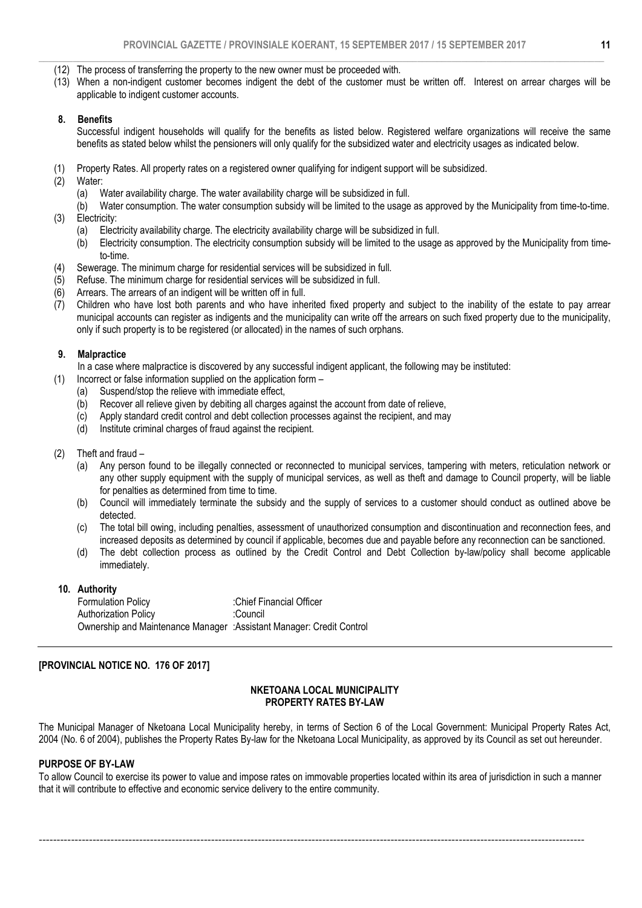(12) The process of transferring the property to the new owner must be proceeded with.

(13) When a non-indigent customer becomes indigent the debt of the customer must be written off. Interest on arrear charges will be applicable to indigent customer accounts.

**8. Benefits**

Successful indigent households will qualify for the benefits as listed below. Registered welfare organizations will receive the same benefits as stated below whilst the pensioners will only qualify for the subsidized water and electricity usages as indicated below.

(1) Property Rates. All property rates on a registered owner qualifying for indigent support will be subsidized.

(2) Water:
   (a) Water availability charge. The water availability charge will be subsidized in full.
   (b) Water consumption. The water consumption subsidy will be limited to the usage as approved by the Municipality from time-to-time.

(3) Electricity:
   (a) Electricity availability charge. The electricity availability charge will be subsidized in full.
   (b) Electricity consumption. The electricity consumption subsidy will be limited to the usage as approved by the Municipality from time-to-time.

(4) Sewerage. The minimum charge for residential services will be subsidized in full.

(5) Refuse. The minimum charge for residential services will be subsidized in full.

(6) Arrears. The arrears of an indigent will be written off in full.

(7) Children who have lost both parents and who have inherited fixed property and subject to the inability of the estate to pay arrear municipal accounts can register as indigents and the municipality can write off the arrears on such fixed property due to the municipality, only if such property is to be registered (or allocated) in the names of such orphans.

**9. Malpractice**

In a case where malpractice is discovered by any successful indigent applicant, the following may be instituted:

(1) Incorrect or false information supplied on the application form –
   (a) Suspend/stop the relieve with immediate effect,
   (b) Recover all relieve given by debiting all charges against the account from date of relieve,
   (c) Apply standard credit control and debt collection processes against the recipient, and may
   (d) Institute criminal charges of fraud against the recipient.

(2) Theft and fraud –
   (a) Any person found to be illegally connected or reconnected to municipal services, tampering with meters, reticulation network or any other supply equipment with the supply of municipal services, as well as theft and damage to Council property, will be liable for penalties as determined from time to time.
   (b) Council will immediately terminate the subsidy and the supply of services to a customer should conduct as outlined above be detected.
   (c) The total bill owing, including penalties, assessment of unauthorized consumption and discontinuation and reconnection fees, and increased deposits as determined by council if applicable, becomes due and payable before any reconnection can be sanctioned.
   (d) The debt collection process as outlined by the Credit Control and Debt Collection by-law/policy shall become applicable immediately.

**10. Authority**

Formulation Policy :Chief Financial Officer
Authorization Policy :Council
Ownership and Maintenance Manager :Assistant Manager: Credit Control

**[PROVINCIAL NOTICE NO. 176 OF 2017]**

**NKETOANA LOCAL MUNICIPALITY**
**PROPERTY RATES BY-LAW**

The Municipal Manager of Nketoana Local Municipality hereby, in terms of Section 6 of the Local Government: Municipal Property Rates Act, 2004 (No. 6 of 2004), publishes the Property Rates By-law for the Nketoana Local Municipality, as approved by its Council as set out hereunder.

**PURPOSE OF BY-LAW**

To allow Council to exercise its power to value and impose rates on immovable properties located within its area of jurisdiction in such a manner that it will contribute to effective and economic service delivery to the entire community.

---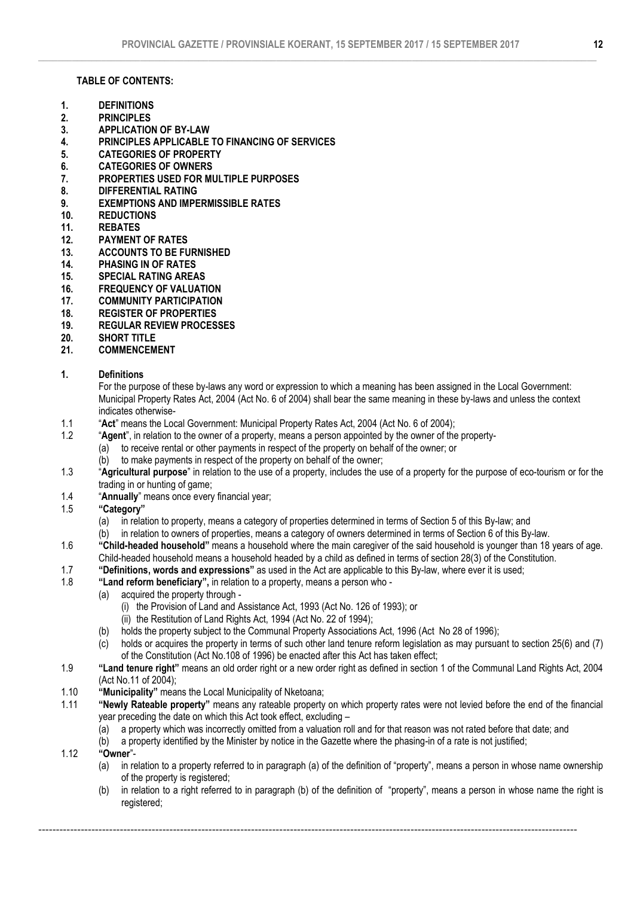**TABLE OF CONTENTS:**

1. **DEFINITIONS**
2. **PRINCIPLES**
3. **APPLICATION OF BY-LAW**
4. **PRINCIPLES APPLICABLE TO FINANCING OF SERVICES**
5. **CATEGORIES OF PROPERTY**
6. **CATEGORIES OF OWNERS**
7. **PROPERTIES USED FOR MULTIPLE PURPOSES**
8. **DIFFERENTIAL RATING**
9. **EXEMPTIONS AND IMPERMISSIBLE RATES**
10. **REDUCTIONS**
11. **REBATES**
12. **PAYMENT OF RATES**
13. **ACCOUNTS TO BE FURNISHED**
14. **PHASING IN OF RATES**
15. **SPECIAL RATING AREAS**
16. **FREQUENCY OF VALUATION**
17. **COMMUNITY PARTICIPATION**
18. **REGISTER OF PROPERTIES**
19. **REGULAR REVIEW PROCESSES**
20. **SHORT TITLE**
21. **COMMENCEMENT**

## 1. Definitions

For the purpose of these by-laws any word or expression to which a meaning has been assigned in the Local Government: Municipal Property Rates Act, 2004 (Act No. 6 of 2004) shall bear the same meaning in these by-laws and unless the context indicates otherwise-

1.1 "**Act**" means the Local Government: Municipal Property Rates Act, 2004 (Act No. 6 of 2004);

1.2 "**Agent**", in relation to the owner of a property, means a person appointed by the owner of the property-
   - (a) to receive rental or other payments in respect of the property on behalf of the owner; or
   - (b) to make payments in respect of the property on behalf of the owner;

1.3 "**Agricultural purpose**" in relation to the use of a property, includes the use of a property for the purpose of eco-tourism or for the trading in or hunting of game;

1.4 "**Annually**" means once every financial year;

1.5 **"Category"**
   - (a) in relation to property, means a category of properties determined in terms of Section 5 of this By-law; and
   - (b) in relation to owners of properties, means a category of owners determined in terms of Section 6 of this By-law.

1.6 **"Child-headed household"** means a household where the main caregiver of the said household is younger than 18 years of age. Child-headed household means a household headed by a child as defined in terms of section 28(3) of the Constitution.

1.7 **"Definitions, words and expressions"** as used in the Act are applicable to this By-law, where ever it is used;

1.8 **"Land reform beneficiary",** in relation to a property, means a person who -
   - (a) acquired the property through -
     - (i) the Provision of Land and Assistance Act, 1993 (Act No. 126 of 1993); or
     - (ii) the Restitution of Land Rights Act, 1994 (Act No. 22 of 1994);
   - (b) holds the property subject to the Communal Property Associations Act, 1996 (Act No 28 of 1996);
   - (c) holds or acquires the property in terms of such other land tenure reform legislation as may pursuant to section 25(6) and (7) of the Constitution (Act No.108 of 1996) be enacted after this Act has taken effect;

1.9 **"Land tenure right"** means an old order right or a new order right as defined in section 1 of the Communal Land Rights Act, 2004 (Act No.11 of 2004);

1.10 **"Municipality"** means the Local Municipality of Nketoana;

1.11 **"Newly Rateable property"** means any rateable property on which property rates were not levied before the end of the financial year preceding the date on which this Act took effect, excluding –
   - (a) a property which was incorrectly omitted from a valuation roll and for that reason was not rated before that date; and
   - (b) a property identified by the Minister by notice in the Gazette where the phasing-in of a rate is not justified;

1.12 **"Owner"**-
   - (a) in relation to a property referred to in paragraph (a) of the definition of "property", means a person in whose name ownership of the property is registered;
   - (b) in relation to a right referred to in paragraph (b) of the definition of "property", means a person in whose name the right is registered;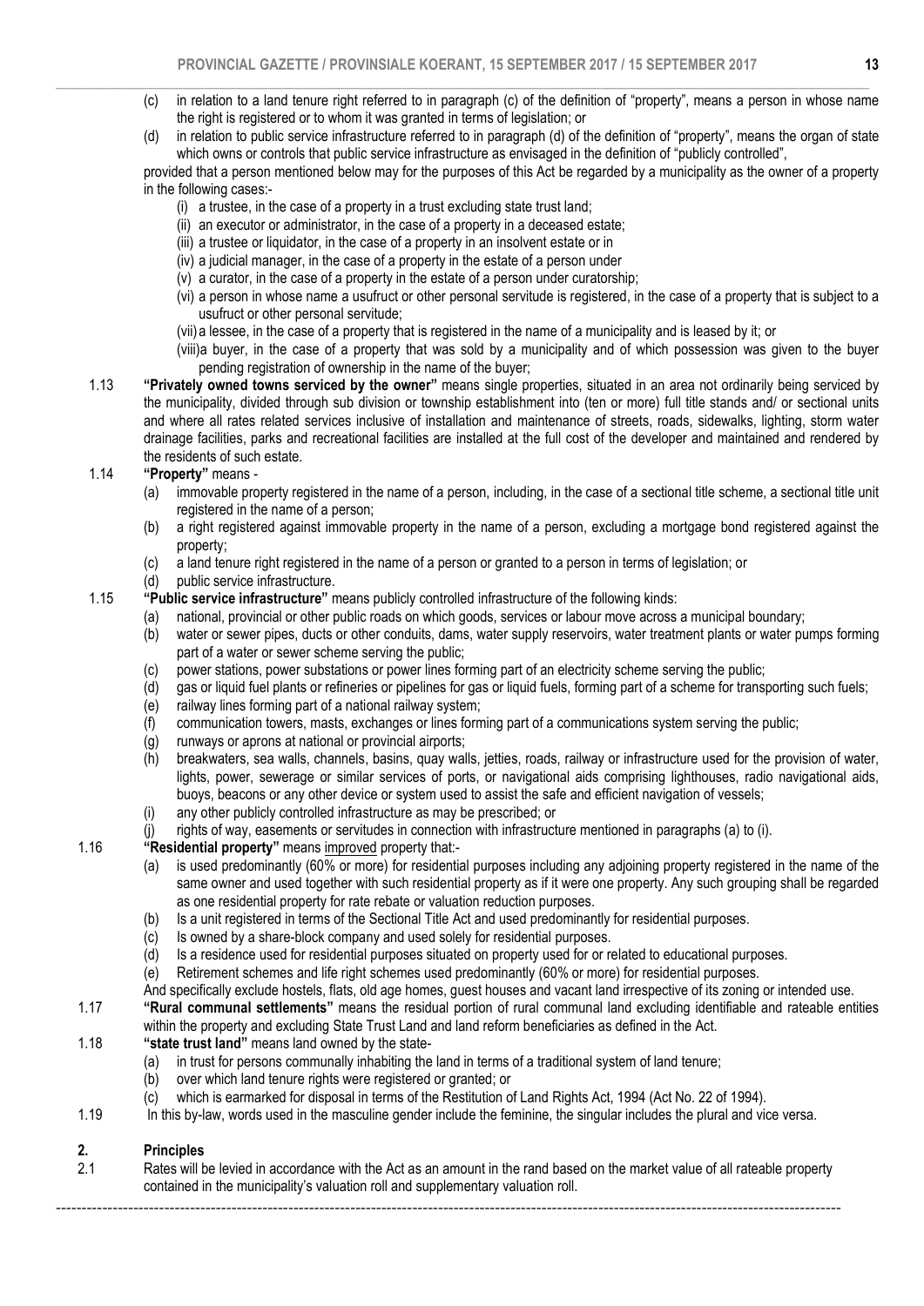(c) in relation to a land tenure right referred to in paragraph (c) of the definition of "property", means a person in whose name the right is registered or to whom it was granted in terms of legislation; or

(d) in relation to public service infrastructure referred to in paragraph (d) of the definition of "property", means the organ of state which owns or controls that public service infrastructure as envisaged in the definition of "publicly controlled",

provided that a person mentioned below may for the purposes of this Act be regarded by a municipality as the owner of a property in the following cases:-

(i) a trustee, in the case of a property in a trust excluding state trust land;
(ii) an executor or administrator, in the case of a property in a deceased estate;
(iii) a trustee or liquidator, in the case of a property in an insolvent estate or in
(iv) a judicial manager, in the case of a property in the estate of a person under
(v) a curator, in the case of a property in the estate of a person under curatorship;
(vi) a person in whose name a usufruct or other personal servitude is registered, in the case of a property that is subject to a usufruct or other personal servitude;
(vii) a lessee, in the case of a property that is registered in the name of a municipality and is leased by it; or
(viii) a buyer, in the case of a property that was sold by a municipality and of which possession was given to the buyer pending registration of ownership in the name of the buyer;

1.13 **"Privately owned towns serviced by the owner"** means single properties, situated in an area not ordinarily being serviced by the municipality, divided through sub division or township establishment into (ten or more) full title stands and/ or sectional units and where all rates related services inclusive of installation and maintenance of streets, roads, sidewalks, lighting, storm water drainage facilities, parks and recreational facilities are installed at the full cost of the developer and maintained and rendered by the residents of such estate.

1.14 **"Property"** means -

(a) immovable property registered in the name of a person, including, in the case of a sectional title scheme, a sectional title unit registered in the name of a person;
(b) a right registered against immovable property in the name of a person, excluding a mortgage bond registered against the property;
(c) a land tenure right registered in the name of a person or granted to a person in terms of legislation; or
(d) public service infrastructure.

1.15 **"Public service infrastructure"** means publicly controlled infrastructure of the following kinds:

(a) national, provincial or other public roads on which goods, services or labour move across a municipal boundary;
(b) water or sewer pipes, ducts or other conduits, dams, water supply reservoirs, water treatment plants or water pumps forming part of a water or sewer scheme serving the public;
(c) power stations, power substations or power lines forming part of an electricity scheme serving the public;
(d) gas or liquid fuel plants or refineries or pipelines for gas or liquid fuels, forming part of a scheme for transporting such fuels;
(e) railway lines forming part of a national railway system;
(f) communication towers, masts, exchanges or lines forming part of a communications system serving the public;
(g) runways or aprons at national or provincial airports;
(h) breakwaters, sea walls, channels, basins, quay walls, jetties, roads, railway or infrastructure used for the provision of water, lights, power, sewerage or similar services of ports, or navigational aids comprising lighthouses, radio navigational aids, buoys, beacons or any other device or system used to assist the safe and efficient navigation of vessels;
(i) any other publicly controlled infrastructure as may be prescribed; or
(j) rights of way, easements or servitudes in connection with infrastructure mentioned in paragraphs (a) to (i).

1.16 **"Residential property"** means <u>improved</u> property that:-

(a) is used predominantly (60% or more) for residential purposes including any adjoining property registered in the name of the same owner and used together with such residential property as if it were one property. Any such grouping shall be regarded as one residential property for rate rebate or valuation reduction purposes.
(b) Is a unit registered in terms of the Sectional Title Act and used predominantly for residential purposes.
(c) Is owned by a share-block company and used solely for residential purposes.
(d) Is a residence used for residential purposes situated on property used for or related to educational purposes.
(e) Retirement schemes and life right schemes used predominantly (60% or more) for residential purposes.

And specifically exclude hostels, flats, old age homes, guest houses and vacant land irrespective of its zoning or intended use.

1.17 **"Rural communal settlements"** means the residual portion of rural communal land excluding identifiable and rateable entities within the property and excluding State Trust Land and land reform beneficiaries as defined in the Act.

1.18 **"state trust land"** means land owned by the state-

(a) in trust for persons communally inhabiting the land in terms of a traditional system of land tenure;
(b) over which land tenure rights were registered or granted; or
(c) which is earmarked for disposal in terms of the Restitution of Land Rights Act, 1994 (Act No. 22 of 1994).

1.19 In this by-law, words used in the masculine gender include the feminine, the singular includes the plural and vice versa.

## 2. Principles

2.1 Rates will be levied in accordance with the Act as an amount in the rand based on the market value of all rateable property contained in the municipality's valuation roll and supplementary valuation roll.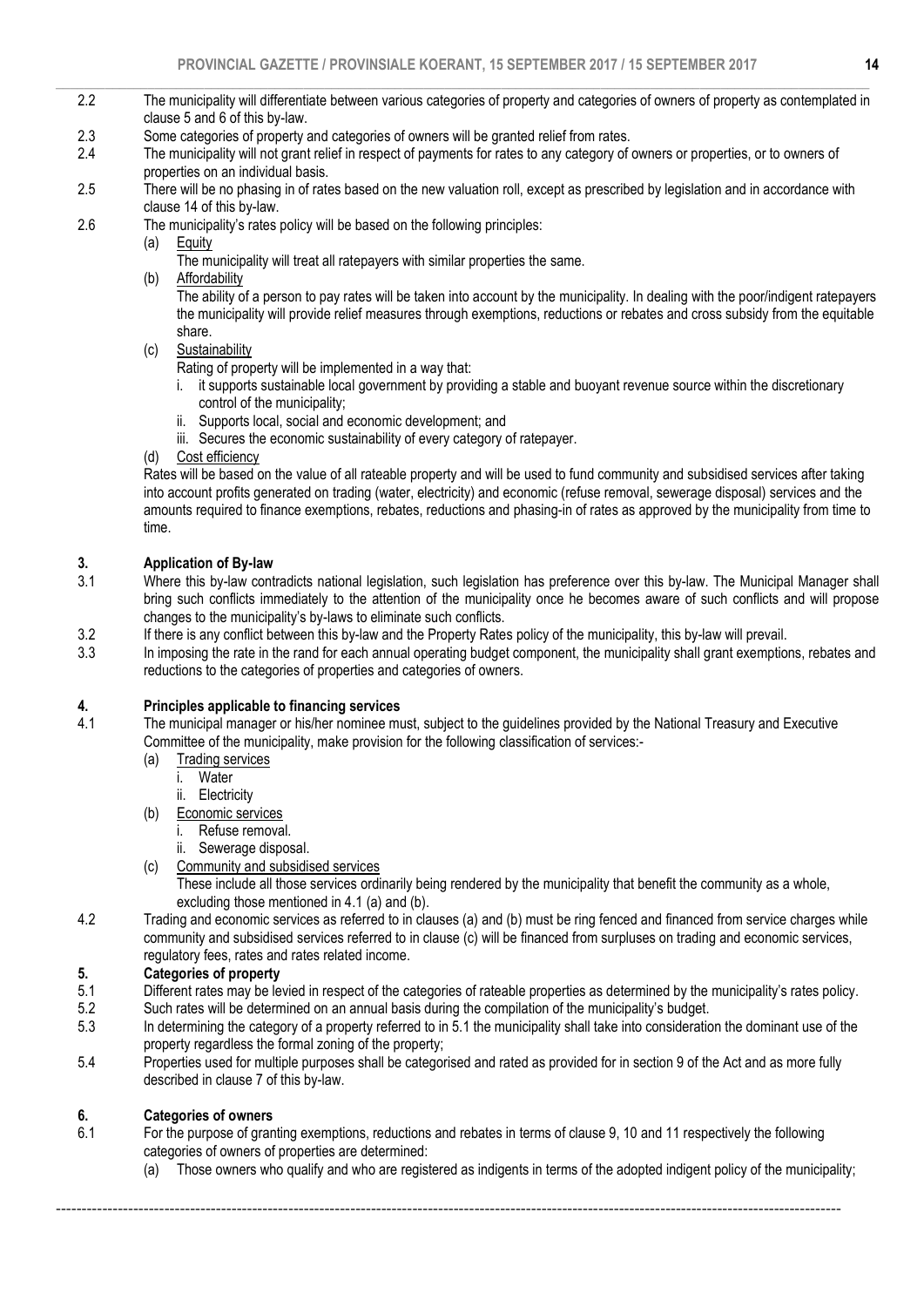2.2 The municipality will differentiate between various categories of property and categories of owners of property as contemplated in clause 5 and 6 of this by-law.

2.3 Some categories of property and categories of owners will be granted relief from rates.

2.4 The municipality will not grant relief in respect of payments for rates to any category of owners or properties, or to owners of properties on an individual basis.

2.5 There will be no phasing in of rates based on the new valuation roll, except as prescribed by legislation and in accordance with clause 14 of this by-law.

2.6 The municipality's rates policy will be based on the following principles:

(a) Equity

The municipality will treat all ratepayers with similar properties the same.

(b) Affordability

The ability of a person to pay rates will be taken into account by the municipality. In dealing with the poor/indigent ratepayers the municipality will provide relief measures through exemptions, reductions or rebates and cross subsidy from the equitable share.

(c) Sustainability

Rating of property will be implemented in a way that:

i. it supports sustainable local government by providing a stable and buoyant revenue source within the discretionary control of the municipality;
ii. Supports local, social and economic development; and
iii. Secures the economic sustainability of every category of ratepayer.

(d) Cost efficiency

Rates will be based on the value of all rateable property and will be used to fund community and subsidised services after taking into account profits generated on trading (water, electricity) and economic (refuse removal, sewerage disposal) services and the amounts required to finance exemptions, rebates, reductions and phasing-in of rates as approved by the municipality from time to time.

## 3. Application of By-law

3.1 Where this by-law contradicts national legislation, such legislation has preference over this by-law. The Municipal Manager shall bring such conflicts immediately to the attention of the municipality once he becomes aware of such conflicts and will propose changes to the municipality's by-laws to eliminate such conflicts.

3.2 If there is any conflict between this by-law and the Property Rates policy of the municipality, this by-law will prevail.

3.3 In imposing the rate in the rand for each annual operating budget component, the municipality shall grant exemptions, rebates and reductions to the categories of properties and categories of owners.

## 4. Principles applicable to financing services

4.1 The municipal manager or his/her nominee must, subject to the guidelines provided by the National Treasury and Executive Committee of the municipality, make provision for the following classification of services:-

(a) Trading services

i. Water
ii. Electricity

(b) Economic services

i. Refuse removal.
ii. Sewerage disposal.

(c) Community and subsidised services

These include all those services ordinarily being rendered by the municipality that benefit the community as a whole, excluding those mentioned in 4.1 (a) and (b).

4.2 Trading and economic services as referred to in clauses (a) and (b) must be ring fenced and financed from service charges while community and subsidised services referred to in clause (c) will be financed from surpluses on trading and economic services, regulatory fees, rates and rates related income.

## 5. Categories of property

5.1 Different rates may be levied in respect of the categories of rateable properties as determined by the municipality's rates policy.

5.2 Such rates will be determined on an annual basis during the compilation of the municipality's budget.

5.3 In determining the category of a property referred to in 5.1 the municipality shall take into consideration the dominant use of the property regardless the formal zoning of the property;

5.4 Properties used for multiple purposes shall be categorised and rated as provided for in section 9 of the Act and as more fully described in clause 7 of this by-law.

## 6. Categories of owners

6.1 For the purpose of granting exemptions, reductions and rebates in terms of clause 9, 10 and 11 respectively the following categories of owners of properties are determined:

(a) Those owners who qualify and who are registered as indigents in terms of the adopted indigent policy of the municipality;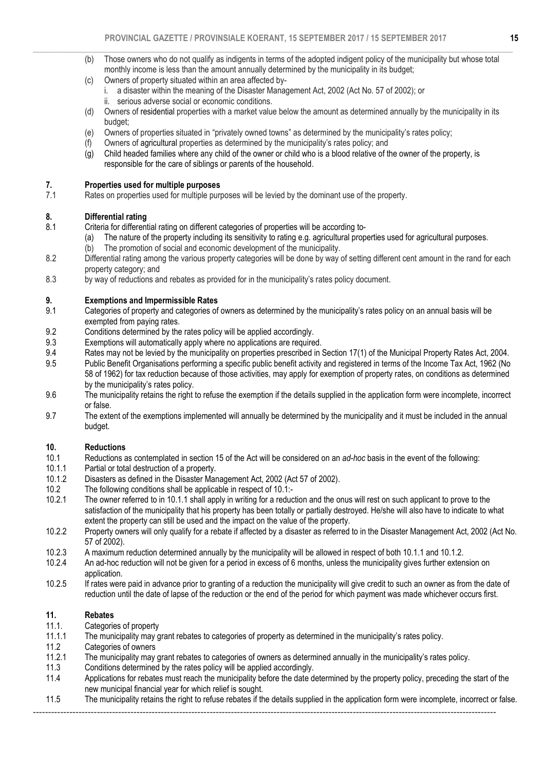(b) Those owners who do not qualify as indigents in terms of the adopted indigent policy of the municipality but whose total monthly income is less than the amount annually determined by the municipality in its budget;

(c) Owners of property situated within an area affected by-

i. a disaster within the meaning of the Disaster Management Act, 2002 (Act No. 57 of 2002); or

ii. serious adverse social or economic conditions.

(d) Owners of residential properties with a market value below the amount as determined annually by the municipality in its budget;

(e) Owners of properties situated in "privately owned towns" as determined by the municipality's rates policy;

(f) Owners of agricultural properties as determined by the municipality's rates policy; and

(g) Child headed families where any child of the owner or child who is a blood relative of the owner of the property, is responsible for the care of siblings or parents of the household.

## 7. Properties used for multiple purposes

7.1 Rates on properties used for multiple purposes will be levied by the dominant use of the property.

## 8. Differential rating

8.1 Criteria for differential rating on different categories of properties will be according to-

(a) The nature of the property including its sensitivity to rating e.g. agricultural properties used for agricultural purposes.

(b) The promotion of social and economic development of the municipality.

8.2 Differential rating among the various property categories will be done by way of setting different cent amount in the rand for each property category; and

8.3 by way of reductions and rebates as provided for in the municipality's rates policy document.

## 9. Exemptions and Impermissible Rates

9.1 Categories of property and categories of owners as determined by the municipality's rates policy on an annual basis will be exempted from paying rates.

9.2 Conditions determined by the rates policy will be applied accordingly.

9.3 Exemptions will automatically apply where no applications are required.

9.4 Rates may not be levied by the municipality on properties prescribed in Section 17(1) of the Municipal Property Rates Act, 2004.

9.5 Public Benefit Organisations performing a specific public benefit activity and registered in terms of the Income Tax Act, 1962 (No 58 of 1962) for tax reduction because of those activities, may apply for exemption of property rates, on conditions as determined by the municipality's rates policy.

9.6 The municipality retains the right to refuse the exemption if the details supplied in the application form were incomplete, incorrect or false.

9.7 The extent of the exemptions implemented will annually be determined by the municipality and it must be included in the annual budget.

## 10. Reductions

10.1 Reductions as contemplated in section 15 of the Act will be considered on an *ad-hoc* basis in the event of the following:

10.1.1 Partial or total destruction of a property.

10.1.2 Disasters as defined in the Disaster Management Act, 2002 (Act 57 of 2002).

10.2 The following conditions shall be applicable in respect of 10.1:-

10.2.1 The owner referred to in 10.1.1 shall apply in writing for a reduction and the onus will rest on such applicant to prove to the satisfaction of the municipality that his property has been totally or partially destroyed. He/she will also have to indicate to what extent the property can still be used and the impact on the value of the property.

10.2.2 Property owners will only qualify for a rebate if affected by a disaster as referred to in the Disaster Management Act, 2002 (Act No. 57 of 2002).

10.2.3 A maximum reduction determined annually by the municipality will be allowed in respect of both 10.1.1 and 10.1.2.

10.2.4 An ad-hoc reduction will not be given for a period in excess of 6 months, unless the municipality gives further extension on application.

10.2.5 If rates were paid in advance prior to granting of a reduction the municipality will give credit to such an owner as from the date of reduction until the date of lapse of the reduction or the end of the period for which payment was made whichever occurs first.

## 11. Rebates

11.1. Categories of property

11.1.1 The municipality may grant rebates to categories of property as determined in the municipality's rates policy.

11.2 Categories of owners

11.2.1 The municipality may grant rebates to categories of owners as determined annually in the municipality's rates policy.

11.3 Conditions determined by the rates policy will be applied accordingly.

11.4 Applications for rebates must reach the municipality before the date determined by the property policy, preceding the start of the new municipal financial year for which relief is sought.

11.5 The municipality retains the right to refuse rebates if the details supplied in the application form were incomplete, incorrect or false.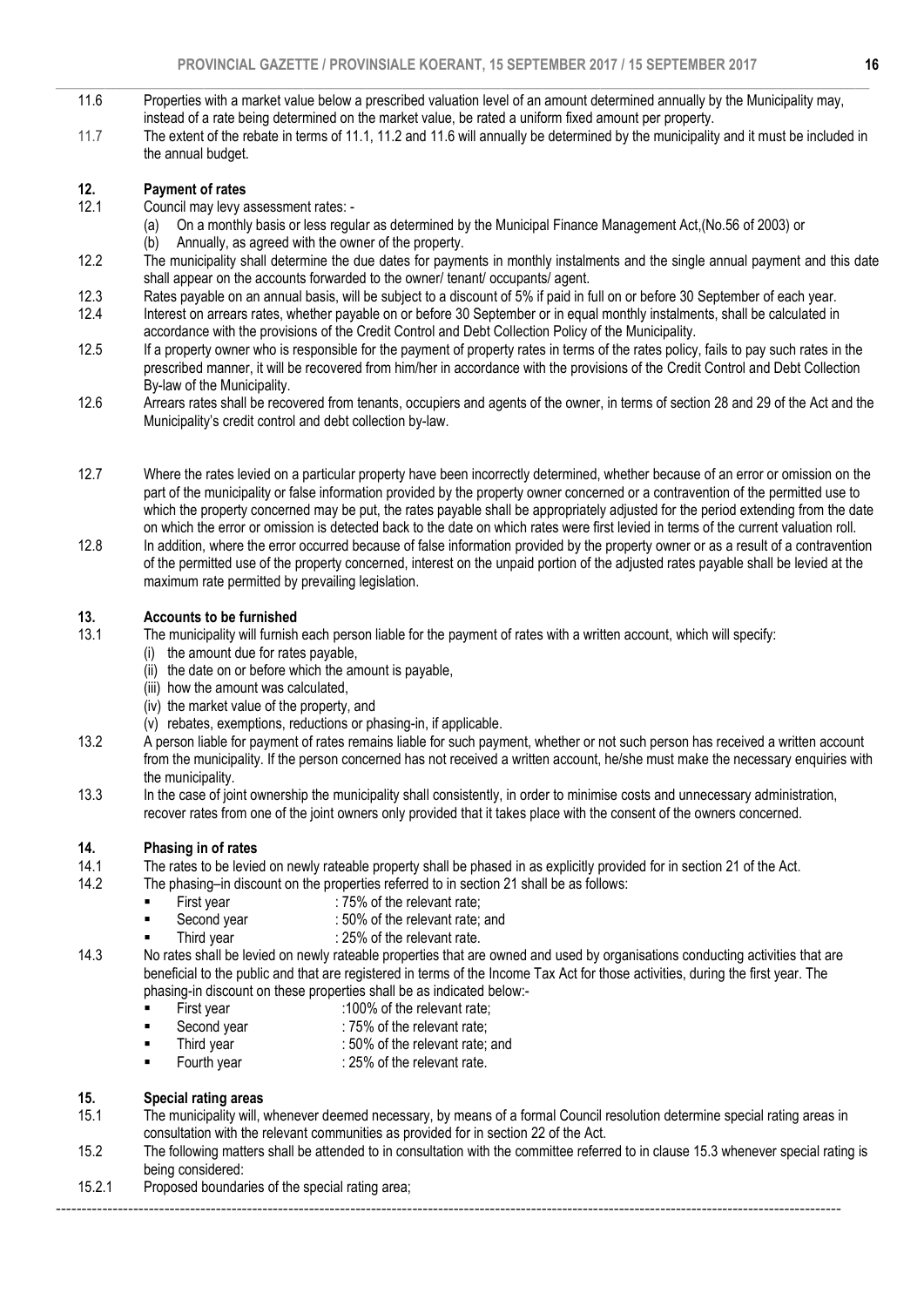11.6 Properties with a market value below a prescribed valuation level of an amount determined annually by the Municipality may, instead of a rate being determined on the market value, be rated a uniform fixed amount per property.

11.7 The extent of the rebate in terms of 11.1, 11.2 and 11.6 will annually be determined by the municipality and it must be included in the annual budget.

## 12. Payment of rates

12.1 Council may levy assessment rates: -

(a) On a monthly basis or less regular as determined by the Municipal Finance Management Act,(No.56 of 2003) or

(b) Annually, as agreed with the owner of the property.

12.2 The municipality shall determine the due dates for payments in monthly instalments and the single annual payment and this date shall appear on the accounts forwarded to the owner/ tenant/ occupants/ agent.

12.3 Rates payable on an annual basis, will be subject to a discount of 5% if paid in full on or before 30 September of each year.

12.4 Interest on arrears rates, whether payable on or before 30 September or in equal monthly instalments, shall be calculated in accordance with the provisions of the Credit Control and Debt Collection Policy of the Municipality.

12.5 If a property owner who is responsible for the payment of property rates in terms of the rates policy, fails to pay such rates in the prescribed manner, it will be recovered from him/her in accordance with the provisions of the Credit Control and Debt Collection By-law of the Municipality.

12.6 Arrears rates shall be recovered from tenants, occupiers and agents of the owner, in terms of section 28 and 29 of the Act and the Municipality's credit control and debt collection by-law.

12.7 Where the rates levied on a particular property have been incorrectly determined, whether because of an error or omission on the part of the municipality or false information provided by the property owner concerned or a contravention of the permitted use to which the property concerned may be put, the rates payable shall be appropriately adjusted for the period extending from the date on which the error or omission is detected back to the date on which rates were first levied in terms of the current valuation roll.

12.8 In addition, where the error occurred because of false information provided by the property owner or as a result of a contravention of the permitted use of the property concerned, interest on the unpaid portion of the adjusted rates payable shall be levied at the maximum rate permitted by prevailing legislation.

## 13. Accounts to be furnished

13.1 The municipality will furnish each person liable for the payment of rates with a written account, which will specify:

(i) the amount due for rates payable,
(ii) the date on or before which the amount is payable,
(iii) how the amount was calculated,
(iv) the market value of the property, and
(v) rebates, exemptions, reductions or phasing-in, if applicable.

13.2 A person liable for payment of rates remains liable for such payment, whether or not such person has received a written account from the municipality. If the person concerned has not received a written account, he/she must make the necessary enquiries with the municipality.

13.3 In the case of joint ownership the municipality shall consistently, in order to minimise costs and unnecessary administration, recover rates from one of the joint owners only provided that it takes place with the consent of the owners concerned.

## 14. Phasing in of rates

14.1 The rates to be levied on newly rateable property shall be phased in as explicitly provided for in section 21 of the Act.

14.2 The phasing–in discount on the properties referred to in section 21 shall be as follows:

- First year : 75% of the relevant rate;
- Second year : 50% of the relevant rate; and
- Third year : 25% of the relevant rate.

14.3 No rates shall be levied on newly rateable properties that are owned and used by organisations conducting activities that are beneficial to the public and that are registered in terms of the Income Tax Act for those activities, during the first year. The phasing-in discount on these properties shall be as indicated below:-

- First year :100% of the relevant rate;
- Second year : 75% of the relevant rate;
- Third year : 50% of the relevant rate; and
- Fourth year : 25% of the relevant rate.

## 15. Special rating areas

15.1 The municipality will, whenever deemed necessary, by means of a formal Council resolution determine special rating areas in consultation with the relevant communities as provided for in section 22 of the Act.

15.2 The following matters shall be attended to in consultation with the committee referred to in clause 15.3 whenever special rating is being considered:

15.2.1 Proposed boundaries of the special rating area;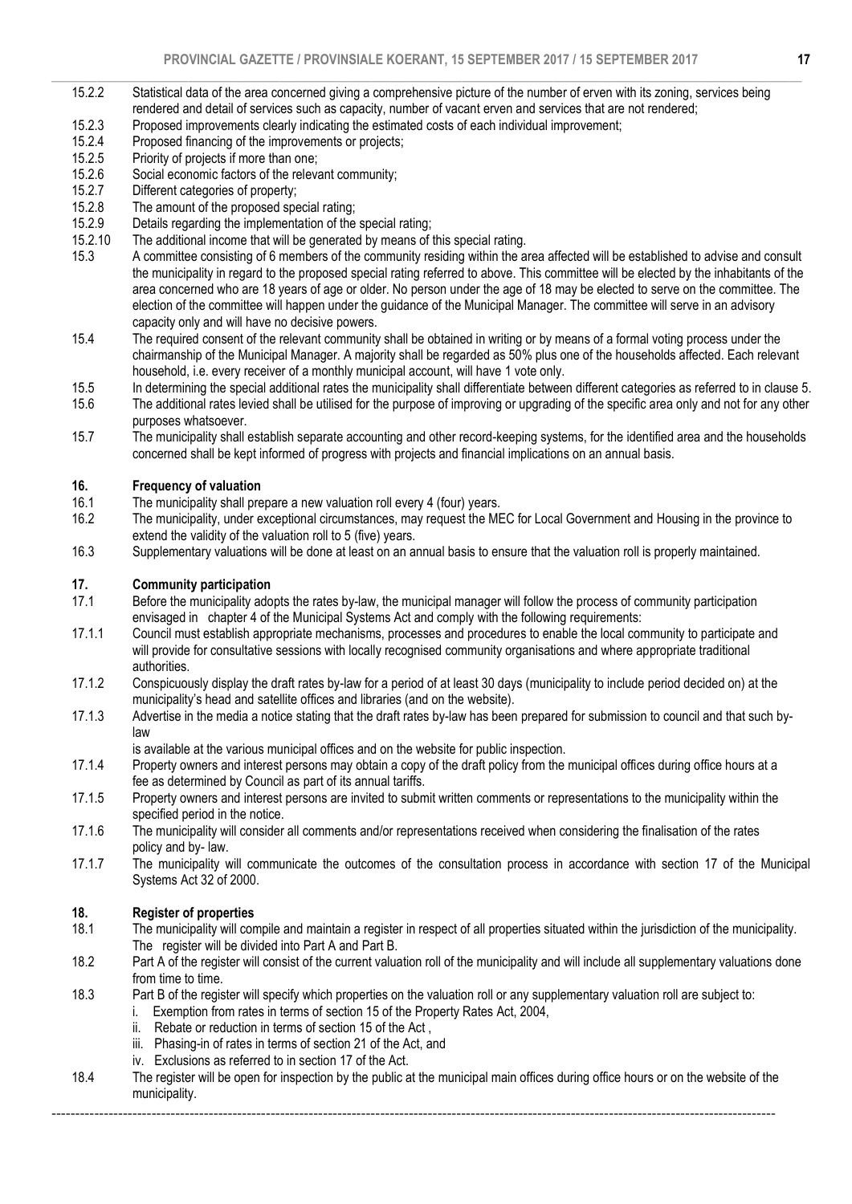15.2.2 Statistical data of the area concerned giving a comprehensive picture of the number of erven with its zoning, services being rendered and detail of services such as capacity, number of vacant erven and services that are not rendered;

15.2.3 Proposed improvements clearly indicating the estimated costs of each individual improvement;

15.2.4 Proposed financing of the improvements or projects;

15.2.5 Priority of projects if more than one;

15.2.6 Social economic factors of the relevant community;

15.2.7 Different categories of property;

15.2.8 The amount of the proposed special rating;

15.2.9 Details regarding the implementation of the special rating;

15.2.10 The additional income that will be generated by means of this special rating.

15.3 A committee consisting of 6 members of the community residing within the area affected will be established to advise and consult the municipality in regard to the proposed special rating referred to above. This committee will be elected by the inhabitants of the area concerned who are 18 years of age or older. No person under the age of 18 may be elected to serve on the committee. The election of the committee will happen under the guidance of the Municipal Manager. The committee will serve in an advisory capacity only and will have no decisive powers.

15.4 The required consent of the relevant community shall be obtained in writing or by means of a formal voting process under the chairmanship of the Municipal Manager. A majority shall be regarded as 50% plus one of the households affected. Each relevant household, i.e. every receiver of a monthly municipal account, will have 1 vote only.

15.5 In determining the special additional rates the municipality shall differentiate between different categories as referred to in clause 5.

15.6 The additional rates levied shall be utilised for the purpose of improving or upgrading of the specific area only and not for any other purposes whatsoever.

15.7 The municipality shall establish separate accounting and other record-keeping systems, for the identified area and the households concerned shall be kept informed of progress with projects and financial implications on an annual basis.

## 16. Frequency of valuation

16.1 The municipality shall prepare a new valuation roll every 4 (four) years.

16.2 The municipality, under exceptional circumstances, may request the MEC for Local Government and Housing in the province to extend the validity of the valuation roll to 5 (five) years.

16.3 Supplementary valuations will be done at least on an annual basis to ensure that the valuation roll is properly maintained.

## 17. Community participation

17.1 Before the municipality adopts the rates by-law, the municipal manager will follow the process of community participation envisaged in chapter 4 of the Municipal Systems Act and comply with the following requirements:

17.1.1 Council must establish appropriate mechanisms, processes and procedures to enable the local community to participate and will provide for consultative sessions with locally recognised community organisations and where appropriate traditional authorities.

17.1.2 Conspicuously display the draft rates by-law for a period of at least 30 days (municipality to include period decided on) at the municipality's head and satellite offices and libraries (and on the website).

17.1.3 Advertise in the media a notice stating that the draft rates by-law has been prepared for submission to council and that such by-law is available at the various municipal offices and on the website for public inspection.

17.1.4 Property owners and interest persons may obtain a copy of the draft policy from the municipal offices during office hours at a fee as determined by Council as part of its annual tariffs.

17.1.5 Property owners and interest persons are invited to submit written comments or representations to the municipality within the specified period in the notice.

17.1.6 The municipality will consider all comments and/or representations received when considering the finalisation of the rates policy and by- law.

17.1.7 The municipality will communicate the outcomes of the consultation process in accordance with section 17 of the Municipal Systems Act 32 of 2000.

## 18. Register of properties

18.1 The municipality will compile and maintain a register in respect of all properties situated within the jurisdiction of the municipality. The register will be divided into Part A and Part B.

18.2 Part A of the register will consist of the current valuation roll of the municipality and will include all supplementary valuations done from time to time.

18.3 Part B of the register will specify which properties on the valuation roll or any supplementary valuation roll are subject to:

i. Exemption from rates in terms of section 15 of the Property Rates Act, 2004,
ii. Rebate or reduction in terms of section 15 of the Act ,
iii. Phasing-in of rates in terms of section 21 of the Act, and
iv. Exclusions as referred to in section 17 of the Act.

18.4 The register will be open for inspection by the public at the municipal main offices during office hours or on the website of the municipality.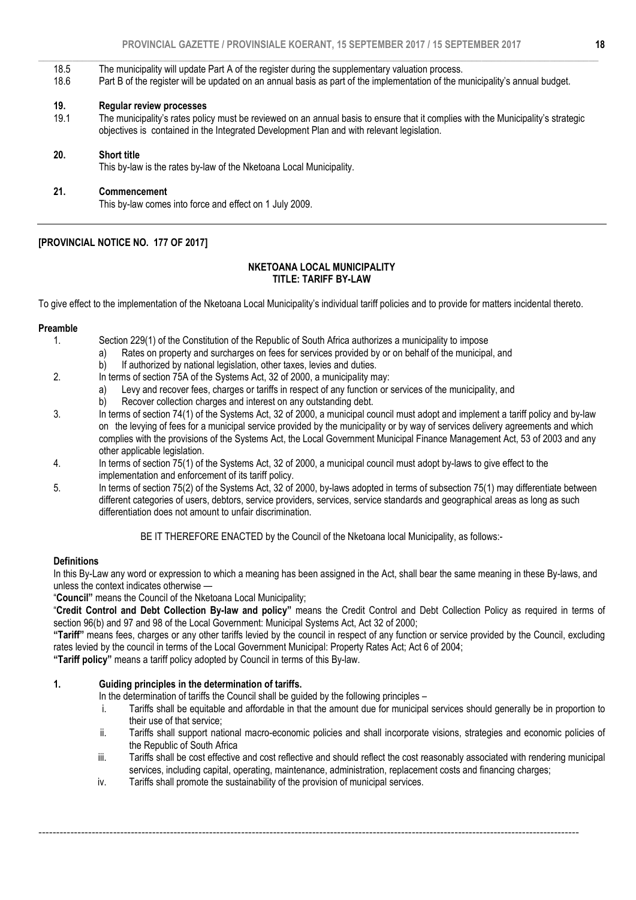18.5 The municipality will update Part A of the register during the supplementary valuation process.

18.6 Part B of the register will be updated on an annual basis as part of the implementation of the municipality's annual budget.

**19. Regular review processes**

19.1 The municipality's rates policy must be reviewed on an annual basis to ensure that it complies with the Municipality's strategic objectives is contained in the Integrated Development Plan and with relevant legislation.

**20. Short title**

This by-law is the rates by-law of the Nketoana Local Municipality.

**21. Commencement**

This by-law comes into force and effect on 1 July 2009.

---

**[PROVINCIAL NOTICE NO. 177 OF 2017]**

**NKETOANA LOCAL MUNICIPALITY**
**TITLE: TARIFF BY-LAW**

To give effect to the implementation of the Nketoana Local Municipality's individual tariff policies and to provide for matters incidental thereto.

**Preamble**

1. Section 229(1) of the Constitution of the Republic of South Africa authorizes a municipality to impose
   a) Rates on property and surcharges on fees for services provided by or on behalf of the municipal, and
   b) If authorized by national legislation, other taxes, levies and duties.
2. In terms of section 75A of the Systems Act, 32 of 2000, a municipality may:
   a) Levy and recover fees, charges or tariffs in respect of any function or services of the municipality, and
   b) Recover collection charges and interest on any outstanding debt.
3. In terms of section 74(1) of the Systems Act, 32 of 2000, a municipal council must adopt and implement a tariff policy and by-law on the levying of fees for a municipal service provided by the municipality or by way of services delivery agreements and which complies with the provisions of the Systems Act, the Local Government Municipal Finance Management Act, 53 of 2003 and any other applicable legislation.
4. In terms of section 75(1) of the Systems Act, 32 of 2000, a municipal council must adopt by-laws to give effect to the implementation and enforcement of its tariff policy.
5. In terms of section 75(2) of the Systems Act, 32 of 2000, by-laws adopted in terms of subsection 75(1) may differentiate between different categories of users, debtors, service providers, services, service standards and geographical areas as long as such differentiation does not amount to unfair discrimination.

BE IT THEREFORE ENACTED by the Council of the Nketoana local Municipality, as follows:-

**Definitions**

In this By-Law any word or expression to which a meaning has been assigned in the Act, shall bear the same meaning in these By-laws, and unless the context indicates otherwise —

"**Council"** means the Council of the Nketoana Local Municipality;

"**Credit Control and Debt Collection By-law and policy"** means the Credit Control and Debt Collection Policy as required in terms of section 96(b) and 97 and 98 of the Local Government: Municipal Systems Act, Act 32 of 2000;

**"Tariff"** means fees, charges or any other tariffs levied by the council in respect of any function or service provided by the Council, excluding rates levied by the council in terms of the Local Government Municipal: Property Rates Act; Act 6 of 2004;

**"Tariff policy"** means a tariff policy adopted by Council in terms of this By-law.

**1. Guiding principles in the determination of tariffs.**

In the determination of tariffs the Council shall be guided by the following principles –

i. Tariffs shall be equitable and affordable in that the amount due for municipal services should generally be in proportion to their use of that service;
ii. Tariffs shall support national macro-economic policies and shall incorporate visions, strategies and economic policies of the Republic of South Africa
iii. Tariffs shall be cost effective and cost reflective and should reflect the cost reasonably associated with rendering municipal services, including capital, operating, maintenance, administration, replacement costs and financing charges;
iv. Tariffs shall promote the sustainability of the provision of municipal services.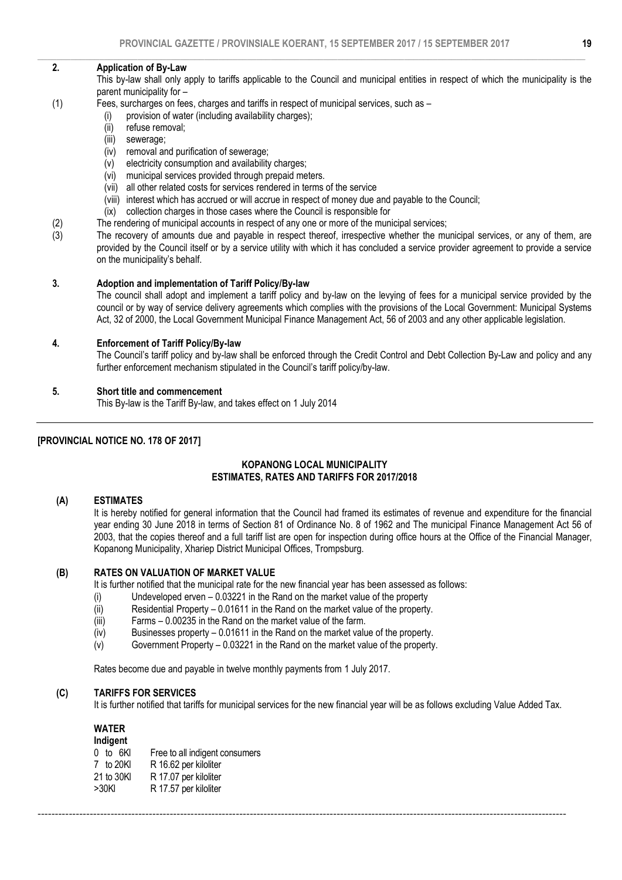## 2. Application of By-Law

This by-law shall only apply to tariffs applicable to the Council and municipal entities in respect of which the municipality is the parent municipality for –

(1) Fees, surcharges on fees, charges and tariffs in respect of municipal services, such as –

- (i) provision of water (including availability charges);
- (ii) refuse removal;
- (iii) sewerage;
- (iv) removal and purification of sewerage;
- (v) electricity consumption and availability charges;
- (vi) municipal services provided through prepaid meters.
- (vii) all other related costs for services rendered in terms of the service
- (viii) interest which has accrued or will accrue in respect of money due and payable to the Council;
- (ix) collection charges in those cases where the Council is responsible for

(2) The rendering of municipal accounts in respect of any one or more of the municipal services;

(3) The recovery of amounts due and payable in respect thereof, irrespective whether the municipal services, or any of them, are provided by the Council itself or by a service utility with which it has concluded a service provider agreement to provide a service on the municipality's behalf.

## 3. Adoption and implementation of Tariff Policy/By-law

The council shall adopt and implement a tariff policy and by-law on the levying of fees for a municipal service provided by the council or by way of service delivery agreements which complies with the provisions of the Local Government: Municipal Systems Act, 32 of 2000, the Local Government Municipal Finance Management Act, 56 of 2003 and any other applicable legislation.

## 4. Enforcement of Tariff Policy/By-law

The Council's tariff policy and by-law shall be enforced through the Credit Control and Debt Collection By-Law and policy and any further enforcement mechanism stipulated in the Council's tariff policy/by-law.

## 5. Short title and commencement

This By-law is the Tariff By-law, and takes effect on 1 July 2014

---

**[PROVINCIAL NOTICE NO. 178 OF 2017]**

# KOPANONG LOCAL MUNICIPALITY
## ESTIMATES, RATES AND TARIFFS FOR 2017/2018

### (A) ESTIMATES

It is hereby notified for general information that the Council had framed its estimates of revenue and expenditure for the financial year ending 30 June 2018 in terms of Section 81 of Ordinance No. 8 of 1962 and The municipal Finance Management Act 56 of 2003, that the copies thereof and a full tariff list are open for inspection during office hours at the Office of the Financial Manager, Kopanong Municipality, Xhariep District Municipal Offices, Trompsburg.

### (B) RATES ON VALUATION OF MARKET VALUE

It is further notified that the municipal rate for the new financial year has been assessed as follows:

- (i) Undeveloped erven – 0.03221 in the Rand on the market value of the property
- (ii) Residential Property – 0.01611 in the Rand on the market value of the property.
- (iii) Farms – 0.00235 in the Rand on the market value of the farm.
- (iv) Businesses property – 0.01611 in the Rand on the market value of the property.
- (v) Government Property – 0.03221 in the Rand on the market value of the property.

Rates become due and payable in twelve monthly payments from 1 July 2017.

### (C) TARIFFS FOR SERVICES

It is further notified that tariffs for municipal services for the new financial year will be as follows excluding Value Added Tax.

**WATER**

**Indigent**

| | |
|---|---|
| 0 to 6Kl | Free to all indigent consumers |
| 7 to 20Kl | R 16.62 per kiloliter |
| 21 to 30Kl | R 17.07 per kiloliter |
| >30Kl | R 17.57 per kiloliter |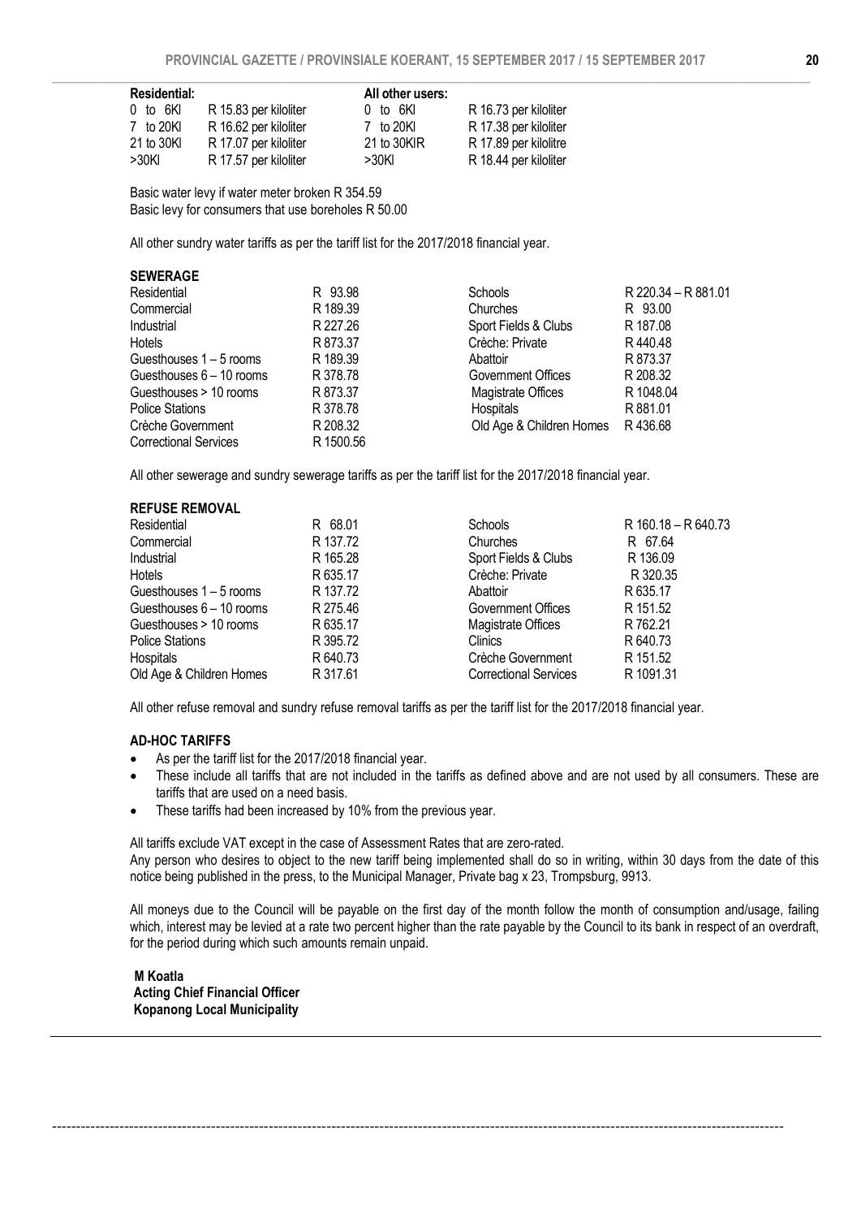| Residential: | | All other users: | |
|---|---|---|---|
| 0 to 6Kl | R 15.83 per kiloliter | 0 to 6Kl | R 16.73 per kiloliter |
| 7 to 20Kl | R 16.62 per kiloliter | 7 to 20Kl | R 17.38 per kiloliter |
| 21 to 30Kl | R 17.07 per kiloliter | 21 to 30KlR | R 17.89 per kilolitre |
| >30Kl | R 17.57 per kiloliter | >30Kl | R 18.44 per kiloliter |

Basic water levy if water meter broken R 354.59
Basic levy for consumers that use boreholes R 50.00

All other sundry water tariffs as per the tariff list for the 2017/2018 financial year.

**SEWERAGE**

| | | | |
|---|---|---|---|
| Residential | R 93.98 | Schools | R 220.34 – R 881.01 |
| Commercial | R 189.39 | Churches | R 93.00 |
| Industrial | R 227.26 | Sport Fields & Clubs | R 187.08 |
| Hotels | R 873.37 | Crèche: Private | R 440.48 |
| Guesthouses 1 – 5 rooms | R 189.39 | Abattoir | R 873.37 |
| Guesthouses 6 – 10 rooms | R 378.78 | Government Offices | R 208.32 |
| Guesthouses > 10 rooms | R 873.37 | Magistrate Offices | R 1048.04 |
| Police Stations | R 378.78 | Hospitals | R 881.01 |
| Crèche Government | R 208.32 | Old Age & Children Homes | R 436.68 |
| Correctional Services | R 1500.56 | | |

All other sewerage and sundry sewerage tariffs as per the tariff list for the 2017/2018 financial year.

**REFUSE REMOVAL**

| | | | |
|---|---|---|---|
| Residential | R 68.01 | Schools | R 160.18 – R 640.73 |
| Commercial | R 137.72 | Churches | R 67.64 |
| Industrial | R 165.28 | Sport Fields & Clubs | R 136.09 |
| Hotels | R 635.17 | Crèche: Private | R 320.35 |
| Guesthouses 1 – 5 rooms | R 137.72 | Abattoir | R 635.17 |
| Guesthouses 6 – 10 rooms | R 275.46 | Government Offices | R 151.52 |
| Guesthouses > 10 rooms | R 635.17 | Magistrate Offices | R 762.21 |
| Police Stations | R 395.72 | Clinics | R 640.73 |
| Hospitals | R 640.73 | Crèche Government | R 151.52 |
| Old Age & Children Homes | R 317.61 | Correctional Services | R 1091.31 |

All other refuse removal and sundry refuse removal tariffs as per the tariff list for the 2017/2018 financial year.

**AD-HOC TARIFFS**

- As per the tariff list for the 2017/2018 financial year.
- These include all tariffs that are not included in the tariffs as defined above and are not used by all consumers. These are tariffs that are used on a need basis.
- These tariffs had been increased by 10% from the previous year.

All tariffs exclude VAT except in the case of Assessment Rates that are zero-rated.
Any person who desires to object to the new tariff being implemented shall do so in writing, within 30 days from the date of this notice being published in the press, to the Municipal Manager, Private bag x 23, Trompsburg, 9913.

All moneys due to the Council will be payable on the first day of the month follow the month of consumption and/usage, failing which, interest may be levied at a rate two percent higher than the rate payable by the Council to its bank in respect of an overdraft, for the period during which such amounts remain unpaid.

**M Koatla**
**Acting Chief Financial Officer**
**Kopanong Local Municipality**